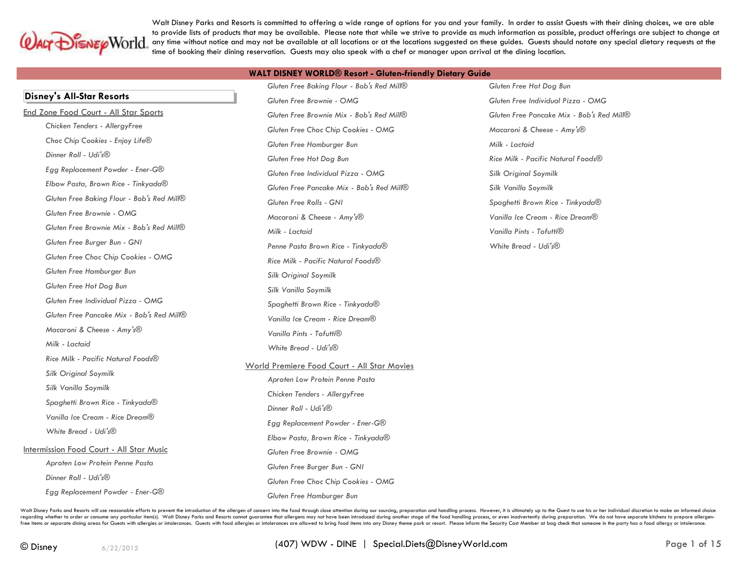Walt Disney Parks and Resorts is committed to offering a wide range of options for you and your family. In order to assist Guests with their dining choices, we are able to provide lists of products that may be available. Please note that while we strive to provide as much information as possible, product offerings are subject to change at any time without notice and may not be available at all locations or at the locations suggested on these guides. Guests should notate any special dietary requests at the time of booking their dining reservation. Guests may also speak with a chef or manager upon arrival at the dining location.

# WALT DISNEY WORLD® Resort - Gluten-friendly Dietary Guide

## Disney's All-Star Resorts

### End Zone Food Court - All Star Sports

- *Chicken Tenders - AllergyFree*
- *Choc Chip Cookies - Enjoy Life®*
- *Dinner Roll - Udi's®*
- *Egg Replacement Powder - Ener-G®*
- *Elbow Pasta, Brown Rice - Tinkyada®*
- *Gluten Free Baking Flour - Bob's Red Mill®*
- *Gluten Free Brownie - OMG*
- *Gluten Free Brownie Mix - Bob's Red Mill®*
- *Gluten Free Burger Bun - GNI*
- *Gluten Free Choc Chip Cookies - OMG*
- *Gluten Free Hamburger Bun*
- *Gluten Free Hot Dog Bun*
- *Gluten Free Individual Pizza - OMG*
- *Gluten Free Pancake Mix - Bob's Red Mill®*
- *Macaroni & Cheese - Amy's®*
- *Milk - Lactaid*
- *Rice Milk - Pacific Natural Foods®*
- *Silk Original Soymilk*
- *Silk Vanilla Soymilk*
- *Spaghetti Brown Rice - Tinkyada®*
- *Vanilla Ice Cream - Rice Dream®*
- *White Bread - Udi's®*

### Intermission Food Court - All Star Music

- *Aproten Low Protein Penne Pasta*
- *Dinner Roll - Udi's®*
- *Egg Replacement Powder - Ener-G®*
- *Gluten Free Baking Flour - Bob's Red Mill®*
- *Gluten Free Brownie - OMG*
- *Gluten Free Brownie Mix - Bob's Red Mill®*
- *Gluten Free Choc Chip Cookies - OMG*
- *Gluten Free Hamburger Bun*
- *Gluten Free Hot Dog Bun*
- *Gluten Free Individual Pizza - OMG*
- *Gluten Free Pancake Mix - Bob's Red Mill®*
- *Gluten Free Rolls - GNI*
- *Macaroni & Cheese - Amy's®*
- *Milk - Lactaid*
- *Penne Pasta Brown Rice - Tinkyada®*
- *Rice Milk - Pacific Natural Foods®*
- *Silk Original Soymilk*
- *Silk Vanilla Soymilk*
- *Spaghetti Brown Rice - Tinkyada®*
- *Vanilla Ice Cream - Rice Dream®*
- *Vanilla Pints - Tofutti®*
- *White Bread - Udi's®*

### World Premiere Food Court - All Star Movies

- *Aproten Low Protein Penne Pasta*
- *Chicken Tenders - AllergyFree*
- *Dinner Roll - Udi's®*
- *Egg Replacement Powder - Ener-G®*
- *Elbow Pasta, Brown Rice - Tinkyada®*
- *Gluten Free Brownie - OMG*
- *Gluten Free Burger Bun - GNI*
- *Gluten Free Choc Chip Cookies - OMG*
- *Gluten Free Hamburger Bun*
- *Gluten Free Hot Dog Bun*
- *Gluten Free Individual Pizza - OMG*
- *Gluten Free Pancake Mix - Bob's Red Mill®*
- *Macaroni & Cheese - Amy's®*
- *Milk - Lactaid*
- *Rice Milk - Pacific Natural Foods®*
- *Silk Original Soymilk*
- *Silk Vanilla Soymilk*
- *Spaghetti Brown Rice - Tinkyada®*
- *Vanilla Ice Cream - Rice Dream®*
- *Vanilla Pints - Tofutti®*
- *White Bread - Udi's®*

Walt Disney Parks and Resorts will use reasonable efforts to prevent the introduction of the allergen of concern into the food through close attention during our sourcing, preparation and handling process. However, it is ultimately up to the Guest to use his or her individual discretion to make an informed choice regarding whether to order or consume any particular item(s). Walt Disney Parks and Resorts cannot guarantee that allergens may not have been introduced during another stage of the food handling process, or even inadvertently during preparation. We do not have separate kitchens to prepare allergen-free items or separate dining areas for Guests with allergies or intolerances. Guests with food allergies or intolerances are allowed to bring food items into any Disney theme park or resort. Please inform the Security Cast Member at bag check that someone in the party has a food allergy or intolerance.

© Disney 6/22/2015 (407) WDW - DINE | Special.Diets@DisneyWorld.com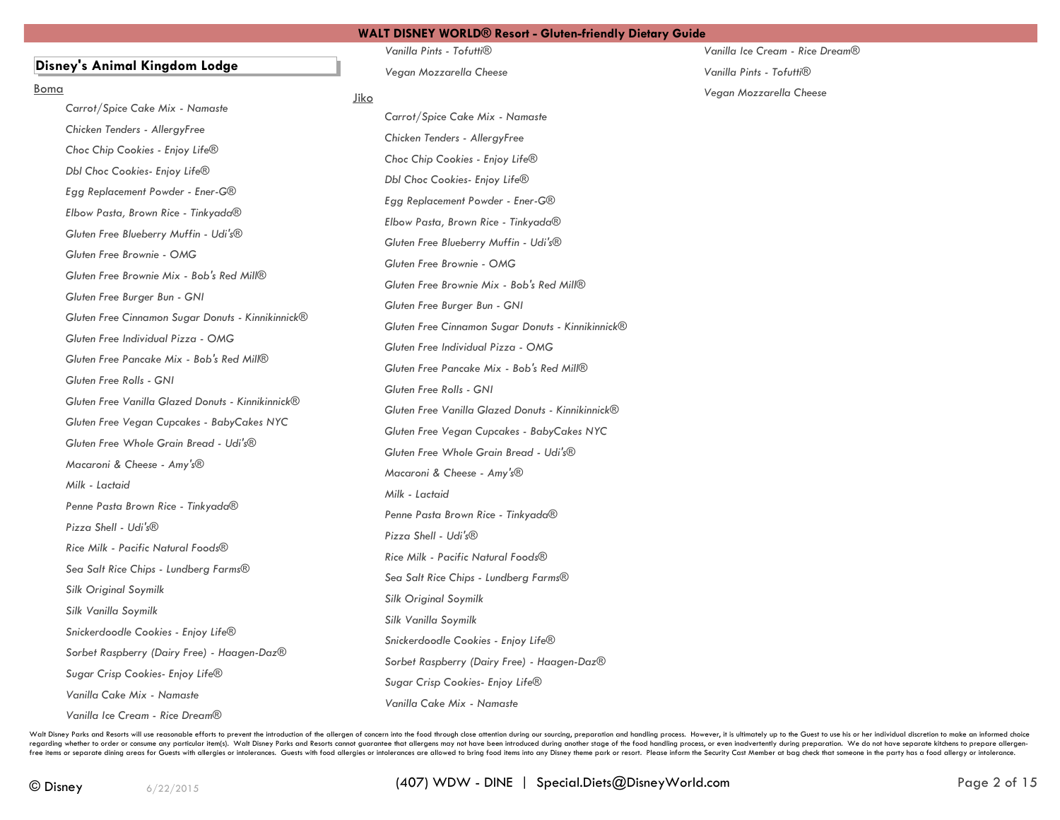## Disney's Animal Kingdom Lodge

### Boma

- *Carrot/Spice Cake Mix - Namaste*
- *Chicken Tenders - AllergyFree*
- *Choc Chip Cookies - Enjoy Life®*
- *Dbl Choc Cookies- Enjoy Life®*
- *Egg Replacement Powder - Ener-G®*
- *Elbow Pasta, Brown Rice - Tinkyada®*
- *Gluten Free Blueberry Muffin - Udi's®*
- *Gluten Free Brownie - OMG*
- *Gluten Free Brownie Mix - Bob's Red Mill®*
- *Gluten Free Burger Bun - GNI*
- *Gluten Free Cinnamon Sugar Donuts - Kinnikinnick®*
- *Gluten Free Individual Pizza - OMG*
- *Gluten Free Pancake Mix - Bob's Red Mill®*
- *Gluten Free Rolls - GNI*
- *Gluten Free Vanilla Glazed Donuts - Kinnikinnick®*
- *Gluten Free Vegan Cupcakes - BabyCakes NYC*
- *Gluten Free Whole Grain Bread - Udi's®*
- *Macaroni & Cheese - Amy's®*
- *Milk - Lactaid*
- *Penne Pasta Brown Rice - Tinkyada®*
- *Pizza Shell - Udi's®*
- *Rice Milk - Pacific Natural Foods®*
- *Sea Salt Rice Chips - Lundberg Farms®*
- *Silk Original Soymilk*
- *Silk Vanilla Soymilk*
- *Snickerdoodle Cookies - Enjoy Life®*
- *Sorbet Raspberry (Dairy Free) - Haagen-Daz®*
- *Sugar Crisp Cookies- Enjoy Life®*
- *Vanilla Cake Mix - Namaste*
- *Vanilla Ice Cream - Rice Dream®*
- *Vanilla Pints - Tofutti®*
- *Vegan Mozzarella Cheese*

### Jiko

- *Carrot/Spice Cake Mix - Namaste*
- *Chicken Tenders - AllergyFree*
- *Choc Chip Cookies - Enjoy Life®*
- *Dbl Choc Cookies- Enjoy Life®*
- *Egg Replacement Powder - Ener-G®*
- *Elbow Pasta, Brown Rice - Tinkyada®*
- *Gluten Free Blueberry Muffin - Udi's®*
- *Gluten Free Brownie - OMG*
- *Gluten Free Brownie Mix - Bob's Red Mill®*
- *Gluten Free Burger Bun - GNI*
- *Gluten Free Cinnamon Sugar Donuts - Kinnikinnick®*
- *Gluten Free Individual Pizza - OMG*
- *Gluten Free Pancake Mix - Bob's Red Mill®*
- *Gluten Free Rolls - GNI*
- *Gluten Free Vanilla Glazed Donuts - Kinnikinnick®*
- *Gluten Free Vegan Cupcakes - BabyCakes NYC*
- *Gluten Free Whole Grain Bread - Udi's®*
- *Macaroni & Cheese - Amy's®*
- *Milk - Lactaid*
- *Penne Pasta Brown Rice - Tinkyada®*
- *Pizza Shell - Udi's®*
- *Rice Milk - Pacific Natural Foods®*
- *Sea Salt Rice Chips - Lundberg Farms®*
- *Silk Original Soymilk*
- *Silk Vanilla Soymilk*
- *Snickerdoodle Cookies - Enjoy Life®*
- *Sorbet Raspberry (Dairy Free) - Haagen-Daz®*
- *Sugar Crisp Cookies- Enjoy Life®*
- *Vanilla Cake Mix - Namaste*
- *Vanilla Ice Cream - Rice Dream®*
- *Vanilla Pints - Tofutti®*
- *Vegan Mozzarella Cheese*

Walt Disney Parks and Resorts will use reasonable efforts to prevent the introduction of the allergen of concern into the food through close attention during our sourcing, preparation and handling process. However, it is ultimately up to the Guest to use his or her individual discretion to make an informed choice regarding whether to order or consume any particular item(s). Walt Disney Parks and Resorts cannot guarantee that allergens may not have been introduced during another stage of the food handling process, or even inadvertently during preparation. We do not have separate kitchens to prepare allergen-free items or separate dining areas for Guests with allergies or intolerances. Guests with food allergies or intolerances are allowed to bring food items into any Disney theme park or resort. Please inform the Security Cast Member at bag check that someone in the party has a food allergy or intolerance.

© Disney 6/22/2015 (407) WDW - DINE | Special.Diets@DisneyWorld.com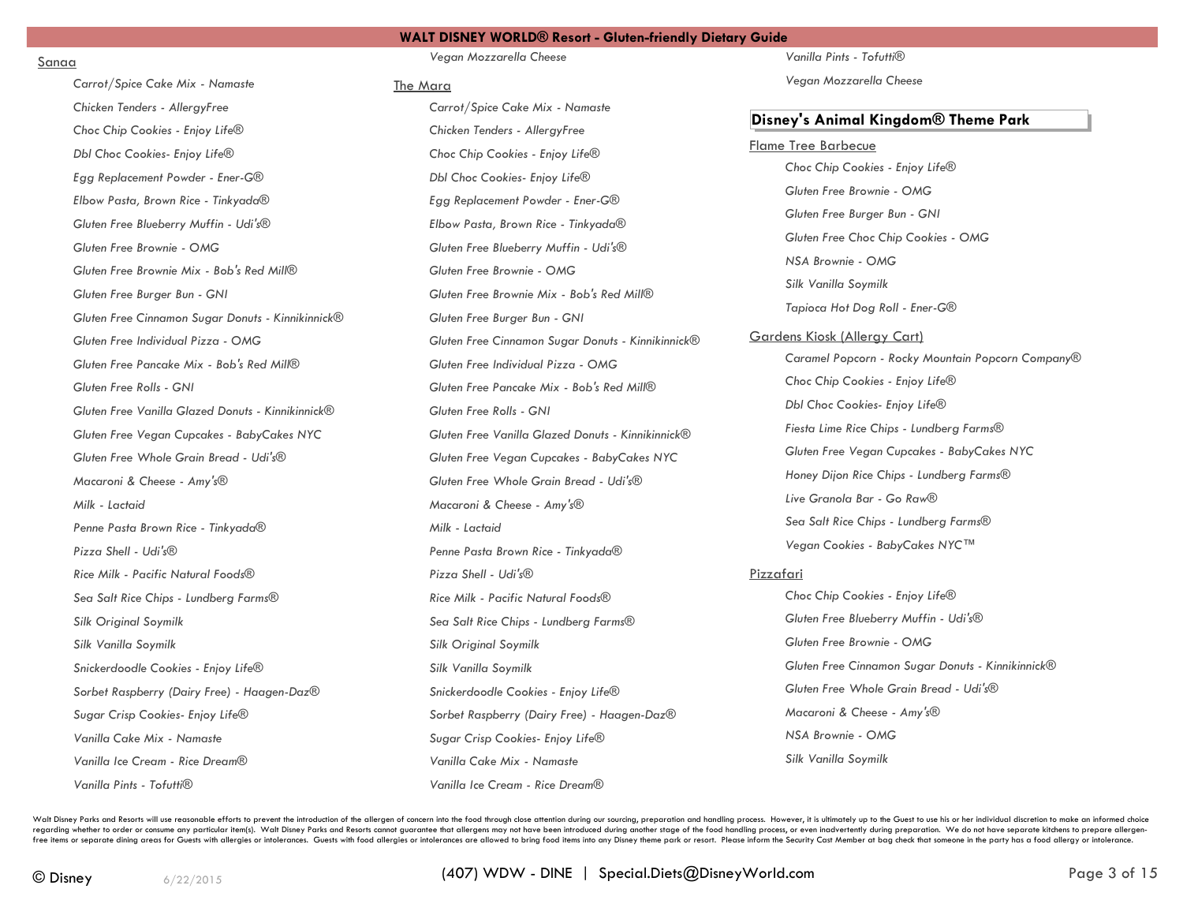### Sanaa

*Carrot/Spice Cake Mix - Namaste*

*Chicken Tenders - AllergyFree*

*Choc Chip Cookies - Enjoy Life®*

*Dbl Choc Cookies- Enjoy Life®*

*Egg Replacement Powder - Ener-G®*

*Elbow Pasta, Brown Rice - Tinkyada®*

*Gluten Free Blueberry Muffin - Udi's®*

*Gluten Free Brownie - OMG*

*Gluten Free Brownie Mix - Bob's Red Mill®*

*Gluten Free Burger Bun - GNI*

*Gluten Free Cinnamon Sugar Donuts - Kinnikinnick®*

*Gluten Free Individual Pizza - OMG*

*Gluten Free Pancake Mix - Bob's Red Mill®*

*Gluten Free Rolls - GNI*

*Gluten Free Vanilla Glazed Donuts - Kinnikinnick®*

*Gluten Free Vegan Cupcakes - BabyCakes NYC*

*Gluten Free Whole Grain Bread - Udi's®*

*Macaroni & Cheese - Amy's®*

*Milk - Lactaid*

*Penne Pasta Brown Rice - Tinkyada®*

*Pizza Shell - Udi's®*

*Rice Milk - Pacific Natural Foods®*

*Sea Salt Rice Chips - Lundberg Farms®*

*Silk Original Soymilk*

*Silk Vanilla Soymilk*

*Snickerdoodle Cookies - Enjoy Life®*

*Sorbet Raspberry (Dairy Free) - Haagen-Daz®*

*Sugar Crisp Cookies- Enjoy Life®*

*Vanilla Cake Mix - Namaste*

*Vanilla Ice Cream - Rice Dream®*

*Vanilla Pints - Tofutti®*

*Vegan Mozzarella Cheese*

### The Mara

*Carrot/Spice Cake Mix - Namaste*

*Chicken Tenders - AllergyFree*

*Choc Chip Cookies - Enjoy Life®*

*Dbl Choc Cookies- Enjoy Life®*

*Egg Replacement Powder - Ener-G®*

*Elbow Pasta, Brown Rice - Tinkyada®*

*Gluten Free Blueberry Muffin - Udi's®*

*Gluten Free Brownie - OMG*

*Gluten Free Brownie Mix - Bob's Red Mill®*

*Gluten Free Burger Bun - GNI*

*Gluten Free Cinnamon Sugar Donuts - Kinnikinnick®*

*Gluten Free Individual Pizza - OMG*

*Gluten Free Pancake Mix - Bob's Red Mill®*

*Gluten Free Rolls - GNI*

*Gluten Free Vanilla Glazed Donuts - Kinnikinnick®*

*Gluten Free Vegan Cupcakes - BabyCakes NYC*

*Gluten Free Whole Grain Bread - Udi's®*

*Macaroni & Cheese - Amy's®*

*Milk - Lactaid*

*Penne Pasta Brown Rice - Tinkyada®*

*Pizza Shell - Udi's®*

*Rice Milk - Pacific Natural Foods®*

*Sea Salt Rice Chips - Lundberg Farms®*

*Silk Original Soymilk*

*Silk Vanilla Soymilk*

*Snickerdoodle Cookies - Enjoy Life®*

*Sorbet Raspberry (Dairy Free) - Haagen-Daz®*

*Sugar Crisp Cookies- Enjoy Life®*

*Vanilla Cake Mix - Namaste*

*Vanilla Ice Cream - Rice Dream®*

*Vanilla Pints - Tofutti®*

*Vegan Mozzarella Cheese*

## Disney's Animal Kingdom® Theme Park

### Flame Tree Barbecue

*Choc Chip Cookies - Enjoy Life®*

*Gluten Free Brownie - OMG*

*Gluten Free Burger Bun - GNI*

*Gluten Free Choc Chip Cookies - OMG*

*NSA Brownie - OMG*

*Silk Vanilla Soymilk*

*Tapioca Hot Dog Roll - Ener-G®*

### Gardens Kiosk (Allergy Cart)

*Caramel Popcorn - Rocky Mountain Popcorn Company®*

*Choc Chip Cookies - Enjoy Life®*

*Dbl Choc Cookies- Enjoy Life®*

*Fiesta Lime Rice Chips - Lundberg Farms®*

*Gluten Free Vegan Cupcakes - BabyCakes NYC*

*Honey Dijon Rice Chips - Lundberg Farms®*

*Live Granola Bar - Go Raw®*

*Sea Salt Rice Chips - Lundberg Farms®*

*Vegan Cookies - BabyCakes NYC™*

### Pizzafari

*Choc Chip Cookies - Enjoy Life®*

*Gluten Free Blueberry Muffin - Udi's®*

*Gluten Free Brownie - OMG*

*Gluten Free Cinnamon Sugar Donuts - Kinnikinnick®*

*Gluten Free Whole Grain Bread - Udi's®*

*Macaroni & Cheese - Amy's®*

*NSA Brownie - OMG*

*Silk Vanilla Soymilk*

Walt Disney Parks and Resorts will use reasonable efforts to prevent the introduction of the allergen of concern into the food through close attention during our sourcing, preparation and handling process. However, it is ultimately up to the Guest to use his or her individual discretion to make an informed choice regarding whether to order or consume any particular item(s). Walt Disney Parks and Resorts cannot guarantee that allergens may not have been introduced during another stage of the food handling process, or even inadvertently during preparation. We do not have separate kitchens to prepare allergen-free items or separate dining areas for Guests with allergies or intolerances. Guests with food allergies or intolerances are allowed to bring food items into any Disney theme park or resort. Please inform the Security Cast Member at bag check that someone in the party has a food allergy or intolerance.

(407) WDW - DINE | Special.Diets@DisneyWorld.com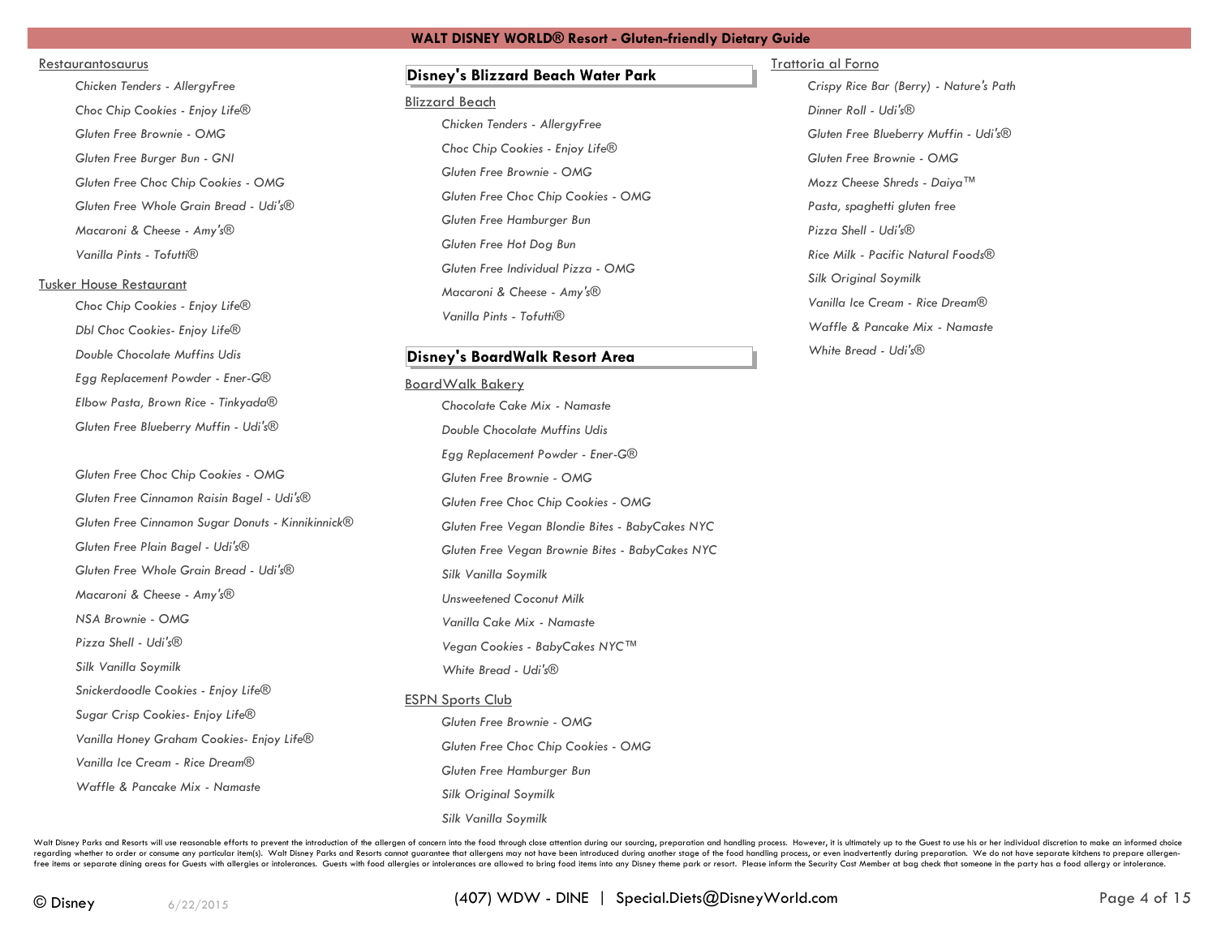### Restaurantosaurus

- *Chicken Tenders - AllergyFree*
- *Choc Chip Cookies - Enjoy Life®*
- *Gluten Free Brownie - OMG*
- *Gluten Free Burger Bun - GNI*
- *Gluten Free Choc Chip Cookies - OMG*
- *Gluten Free Whole Grain Bread - Udi's®*
- *Macaroni & Cheese - Amy's®*
- *Vanilla Pints - Tofutti®*

### Tusker House Restaurant

- *Choc Chip Cookies - Enjoy Life®*
- *Dbl Choc Cookies- Enjoy Life®*
- *Double Chocolate Muffins Udis*
- *Egg Replacement Powder - Ener-G®*
- *Elbow Pasta, Brown Rice - Tinkyada®*
- *Gluten Free Blueberry Muffin - Udi's®*
- *Gluten Free Choc Chip Cookies - OMG*
- *Gluten Free Cinnamon Raisin Bagel - Udi's®*
- *Gluten Free Cinnamon Sugar Donuts - Kinnikinnick®*
- *Gluten Free Plain Bagel - Udi's®*
- *Gluten Free Whole Grain Bread - Udi's®*
- *Macaroni & Cheese - Amy's®*
- *NSA Brownie - OMG*
- *Pizza Shell - Udi's®*
- *Silk Vanilla Soymilk*
- *Snickerdoodle Cookies - Enjoy Life®*
- *Sugar Crisp Cookies- Enjoy Life®*
- *Vanilla Honey Graham Cookies- Enjoy Life®*
- *Vanilla Ice Cream - Rice Dream®*
- *Waffle & Pancake Mix - Namaste*

## Disney's Blizzard Beach Water Park

### Blizzard Beach

- *Chicken Tenders - AllergyFree*
- *Choc Chip Cookies - Enjoy Life®*
- *Gluten Free Brownie - OMG*
- *Gluten Free Choc Chip Cookies - OMG*
- *Gluten Free Hamburger Bun*
- *Gluten Free Hot Dog Bun*
- *Gluten Free Individual Pizza - OMG*
- *Macaroni & Cheese - Amy's®*
- *Vanilla Pints - Tofutti®*

## Disney's BoardWalk Resort Area

### BoardWalk Bakery

- *Chocolate Cake Mix - Namaste*
- *Double Chocolate Muffins Udis*
- *Egg Replacement Powder - Ener-G®*
- *Gluten Free Brownie - OMG*
- *Gluten Free Choc Chip Cookies - OMG*
- *Gluten Free Vegan Blondie Bites - BabyCakes NYC*
- *Gluten Free Vegan Brownie Bites - BabyCakes NYC*
- *Silk Vanilla Soymilk*
- *Unsweetened Coconut Milk*
- *Vanilla Cake Mix - Namaste*
- *Vegan Cookies - BabyCakes NYC™*
- *White Bread - Udi's®*

### ESPN Sports Club

- *Gluten Free Brownie - OMG*
- *Gluten Free Choc Chip Cookies - OMG*
- *Gluten Free Hamburger Bun*
- *Silk Original Soymilk*
- *Silk Vanilla Soymilk*

### Trattoria al Forno

- *Crispy Rice Bar (Berry) - Nature's Path*
- *Dinner Roll - Udi's®*
- *Gluten Free Blueberry Muffin - Udi's®*
- *Gluten Free Brownie - OMG*
- *Mozz Cheese Shreds - Daiya™*
- *Pasta, spaghetti gluten free*
- *Pizza Shell - Udi's®*
- *Rice Milk - Pacific Natural Foods®*
- *Silk Original Soymilk*
- *Vanilla Ice Cream - Rice Dream®*
- *Waffle & Pancake Mix - Namaste*
- *White Bread - Udi's®*

Walt Disney Parks and Resorts will use reasonable efforts to prevent the introduction of the allergen of concern into the food through close attention during our sourcing, preparation and handling process. However, it is ultimately up to the Guest to use his or her individual discretion to make an informed choice regarding whether to order or consume any particular item(s). Walt Disney Parks and Resorts cannot guarantee that allergens may not have been introduced during another stage of the food handling process, or even inadvertently during preparation. We do not have separate kitchens to prepare allergen-free items or separate dining areas for Guests with allergies or intolerances. Guests with food allergies or intolerances are allowed to bring food items into any Disney theme park or resort. Please inform the Security Cast Member at bag check that someone in the party has a food allergy or intolerance.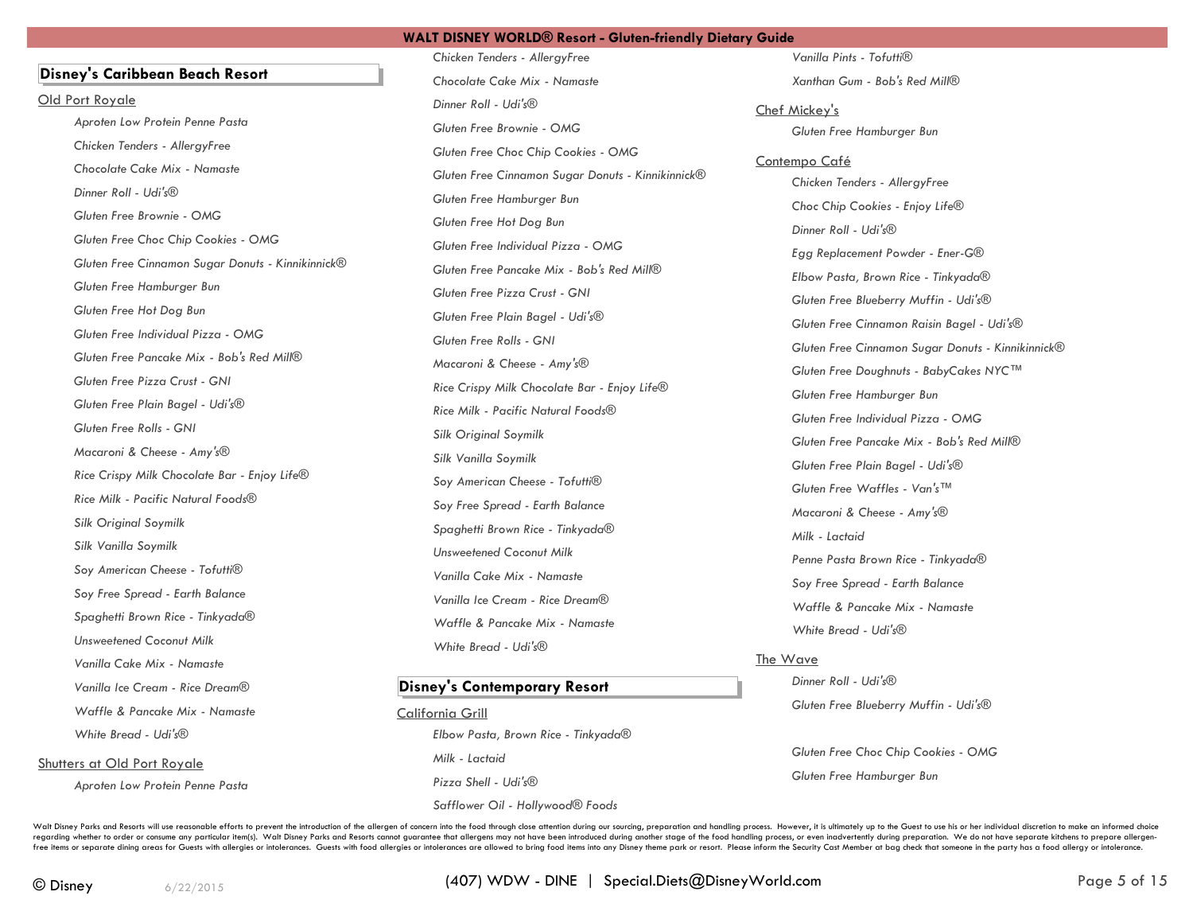## Disney's Caribbean Beach Resort

### Old Port Royale

- *Aproten Low Protein Penne Pasta*
- *Chicken Tenders - AllergyFree*
- *Chocolate Cake Mix - Namaste*
- *Dinner Roll - Udi's®*
- *Gluten Free Brownie - OMG*
- *Gluten Free Choc Chip Cookies - OMG*
- *Gluten Free Cinnamon Sugar Donuts - Kinnikinnick®*
- *Gluten Free Hamburger Bun*
- *Gluten Free Hot Dog Bun*
- *Gluten Free Individual Pizza - OMG*
- *Gluten Free Pancake Mix - Bob's Red Mill®*
- *Gluten Free Pizza Crust - GNI*
- *Gluten Free Plain Bagel - Udi's®*
- *Gluten Free Rolls - GNI*
- *Macaroni & Cheese - Amy's®*
- *Rice Crispy Milk Chocolate Bar - Enjoy Life®*
- *Rice Milk - Pacific Natural Foods®*
- *Silk Original Soymilk*
- *Silk Vanilla Soymilk*
- *Soy American Cheese - Tofutti®*
- *Soy Free Spread - Earth Balance*
- *Spaghetti Brown Rice - Tinkyada®*
- *Unsweetened Coconut Milk*
- *Vanilla Cake Mix - Namaste*
- *Vanilla Ice Cream - Rice Dream®*
- *Waffle & Pancake Mix - Namaste*
- *White Bread - Udi's®*

### Shutters at Old Port Royale

- *Aproten Low Protein Penne Pasta*
- *Chicken Tenders - AllergyFree*
- *Chocolate Cake Mix - Namaste*
- *Dinner Roll - Udi's®*
- *Gluten Free Brownie - OMG*
- *Gluten Free Choc Chip Cookies - OMG*
- *Gluten Free Cinnamon Sugar Donuts - Kinnikinnick®*
- *Gluten Free Hamburger Bun*
- *Gluten Free Hot Dog Bun*
- *Gluten Free Individual Pizza - OMG*
- *Gluten Free Pancake Mix - Bob's Red Mill®*
- *Gluten Free Pizza Crust - GNI*
- *Gluten Free Plain Bagel - Udi's®*
- *Gluten Free Rolls - GNI*
- *Macaroni & Cheese - Amy's®*
- *Rice Crispy Milk Chocolate Bar - Enjoy Life®*
- *Rice Milk - Pacific Natural Foods®*
- *Silk Original Soymilk*
- *Silk Vanilla Soymilk*
- *Soy American Cheese - Tofutti®*
- *Soy Free Spread - Earth Balance*
- *Spaghetti Brown Rice - Tinkyada®*
- *Unsweetened Coconut Milk*
- *Vanilla Cake Mix - Namaste*
- *Vanilla Ice Cream - Rice Dream®*
- *Waffle & Pancake Mix - Namaste*
- *White Bread - Udi's®*

## Disney's Contemporary Resort

### California Grill

- *Elbow Pasta, Brown Rice - Tinkyada®*
- *Milk - Lactaid*
- *Pizza Shell - Udi's®*
- *Safflower Oil - Hollywood® Foods*
- *Vanilla Pints - Tofutti®*
- *Xanthan Gum - Bob's Red Mill®*

### Chef Mickey's

- *Gluten Free Hamburger Bun*

### Contempo Café

- *Chicken Tenders - AllergyFree*
- *Choc Chip Cookies - Enjoy Life®*
- *Dinner Roll - Udi's®*
- *Egg Replacement Powder - Ener-G®*
- *Elbow Pasta, Brown Rice - Tinkyada®*
- *Gluten Free Blueberry Muffin - Udi's®*
- *Gluten Free Cinnamon Raisin Bagel - Udi's®*
- *Gluten Free Cinnamon Sugar Donuts - Kinnikinnick®*
- *Gluten Free Doughnuts - BabyCakes NYC™*
- *Gluten Free Hamburger Bun*
- *Gluten Free Individual Pizza - OMG*
- *Gluten Free Pancake Mix - Bob's Red Mill®*
- *Gluten Free Plain Bagel - Udi's®*
- *Gluten Free Waffles - Van's™*
- *Macaroni & Cheese - Amy's®*
- *Milk - Lactaid*
- *Penne Pasta Brown Rice - Tinkyada®*
- *Soy Free Spread - Earth Balance*
- *Waffle & Pancake Mix - Namaste*
- *White Bread - Udi's®*

### The Wave

- *Dinner Roll - Udi's®*
- *Gluten Free Blueberry Muffin - Udi's®*
- *Gluten Free Choc Chip Cookies - OMG*
- *Gluten Free Hamburger Bun*

Walt Disney Parks and Resorts will use reasonable efforts to prevent the introduction of the allergen of concern into the food through close attention during our sourcing, preparation and handling process. However, it is ultimately up to the Guest to use his or her individual discretion to make an informed choice regarding whether to order or consume any particular item(s). Walt Disney Parks and Resorts cannot guarantee that allergens may not have been introduced during another stage of the food handling process, or even inadvertently during preparation. We do not have separate kitchens to prepare allergen-free items or separate dining areas for Guests with allergies or intolerances. Guests with food allergies or intolerances are allowed to bring food items into any Disney theme park or resort. Please inform the Security Cast Member at bag check that someone in the party has a food allergy or intolerance.

© Disney 6/22/2015

(407) WDW - DINE | Special.Diets@DisneyWorld.com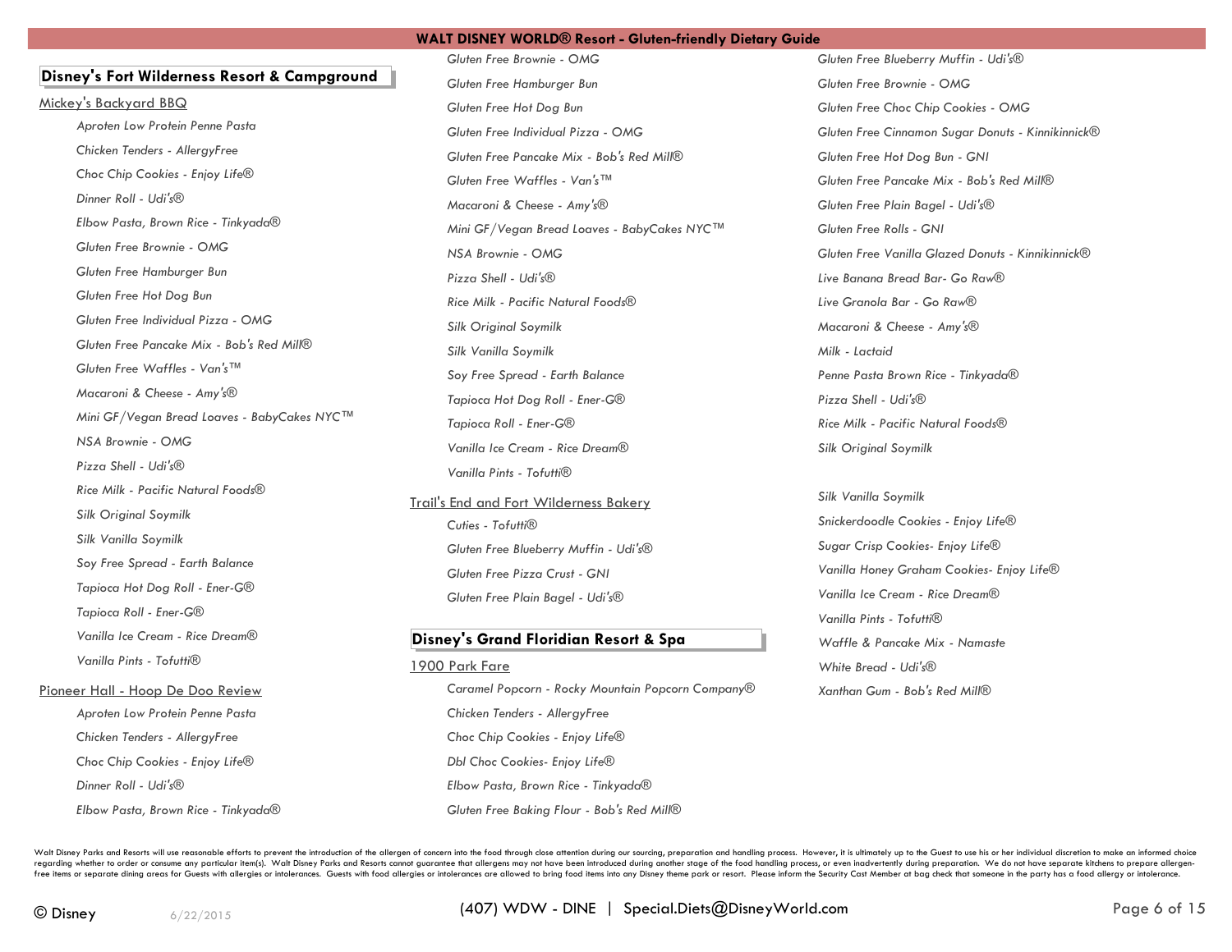## Disney's Fort Wilderness Resort & Campground

### Mickey's Backyard BBQ

- *Aproten Low Protein Penne Pasta*
- *Chicken Tenders - AllergyFree*
- *Choc Chip Cookies - Enjoy Life®*
- *Dinner Roll - Udi's®*
- *Elbow Pasta, Brown Rice - Tinkyada®*
- *Gluten Free Brownie - OMG*
- *Gluten Free Hamburger Bun*
- *Gluten Free Hot Dog Bun*
- *Gluten Free Individual Pizza - OMG*
- *Gluten Free Pancake Mix - Bob's Red Mill®*
- *Gluten Free Waffles - Van's™*
- *Macaroni & Cheese - Amy's®*
- *Mini GF/Vegan Bread Loaves - BabyCakes NYC™*
- *NSA Brownie - OMG*
- *Pizza Shell - Udi's®*
- *Rice Milk - Pacific Natural Foods®*
- *Silk Original Soymilk*
- *Silk Vanilla Soymilk*
- *Soy Free Spread - Earth Balance*
- *Tapioca Hot Dog Roll - Ener-G®*
- *Tapioca Roll - Ener-G®*
- *Vanilla Ice Cream - Rice Dream®*
- *Vanilla Pints - Tofutti®*

### Pioneer Hall - Hoop De Doo Review

- *Aproten Low Protein Penne Pasta*
- *Chicken Tenders - AllergyFree*
- *Choc Chip Cookies - Enjoy Life®*
- *Dinner Roll - Udi's®*
- *Elbow Pasta, Brown Rice - Tinkyada®*
- *Gluten Free Brownie - OMG*
- *Gluten Free Hamburger Bun*
- *Gluten Free Hot Dog Bun*
- *Gluten Free Individual Pizza - OMG*
- *Gluten Free Pancake Mix - Bob's Red Mill®*
- *Gluten Free Waffles - Van's™*
- *Macaroni & Cheese - Amy's®*
- *Mini GF/Vegan Bread Loaves - BabyCakes NYC™*
- *NSA Brownie - OMG*
- *Pizza Shell - Udi's®*
- *Rice Milk - Pacific Natural Foods®*
- *Silk Original Soymilk*
- *Silk Vanilla Soymilk*
- *Soy Free Spread - Earth Balance*
- *Tapioca Hot Dog Roll - Ener-G®*
- *Tapioca Roll - Ener-G®*
- *Vanilla Ice Cream - Rice Dream®*
- *Vanilla Pints - Tofutti®*

### Trail's End and Fort Wilderness Bakery

- *Cuties - Tofutti®*
- *Gluten Free Blueberry Muffin - Udi's®*
- *Gluten Free Pizza Crust - GNI*
- *Gluten Free Plain Bagel - Udi's®*

## Disney's Grand Floridian Resort & Spa

### 1900 Park Fare

- *Caramel Popcorn - Rocky Mountain Popcorn Company®*
- *Chicken Tenders - AllergyFree*
- *Choc Chip Cookies - Enjoy Life®*
- *Dbl Choc Cookies- Enjoy Life®*
- *Elbow Pasta, Brown Rice - Tinkyada®*
- *Gluten Free Baking Flour - Bob's Red Mill®*
- *Gluten Free Blueberry Muffin - Udi's®*
- *Gluten Free Brownie - OMG*
- *Gluten Free Choc Chip Cookies - OMG*
- *Gluten Free Cinnamon Sugar Donuts - Kinnikinnick®*
- *Gluten Free Hot Dog Bun - GNI*
- *Gluten Free Pancake Mix - Bob's Red Mill®*
- *Gluten Free Plain Bagel - Udi's®*
- *Gluten Free Rolls - GNI*
- *Gluten Free Vanilla Glazed Donuts - Kinnikinnick®*
- *Live Banana Bread Bar- Go Raw®*
- *Live Granola Bar - Go Raw®*
- *Macaroni & Cheese - Amy's®*
- *Milk - Lactaid*
- *Penne Pasta Brown Rice - Tinkyada®*
- *Pizza Shell - Udi's®*
- *Rice Milk - Pacific Natural Foods®*
- *Silk Original Soymilk*
- *Silk Vanilla Soymilk*
- *Snickerdoodle Cookies - Enjoy Life®*
- *Sugar Crisp Cookies- Enjoy Life®*
- *Vanilla Honey Graham Cookies- Enjoy Life®*
- *Vanilla Ice Cream - Rice Dream®*
- *Vanilla Pints - Tofutti®*
- *Waffle & Pancake Mix - Namaste*
- *White Bread - Udi's®*
- *Xanthan Gum - Bob's Red Mill®*

Walt Disney Parks and Resorts will use reasonable efforts to prevent the introduction of the allergen of concern into the food through close attention during our sourcing, preparation and handling process. However, it is ultimately up to the Guest to use his or her individual discretion to make an informed choice regarding whether to order or consume any particular item(s). Walt Disney Parks and Resorts cannot guarantee that allergens may not have been introduced during another stage of the food handling process, or even inadvertently during preparation. We do not have separate kitchens to prepare allergen-free items or separate dining areas for Guests with allergies or intolerances. Guests with food allergies or intolerances are allowed to bring food items into any Disney theme park or resort. Please inform the Security Cast Member at bag check that someone in the party has a food allergy or intolerance.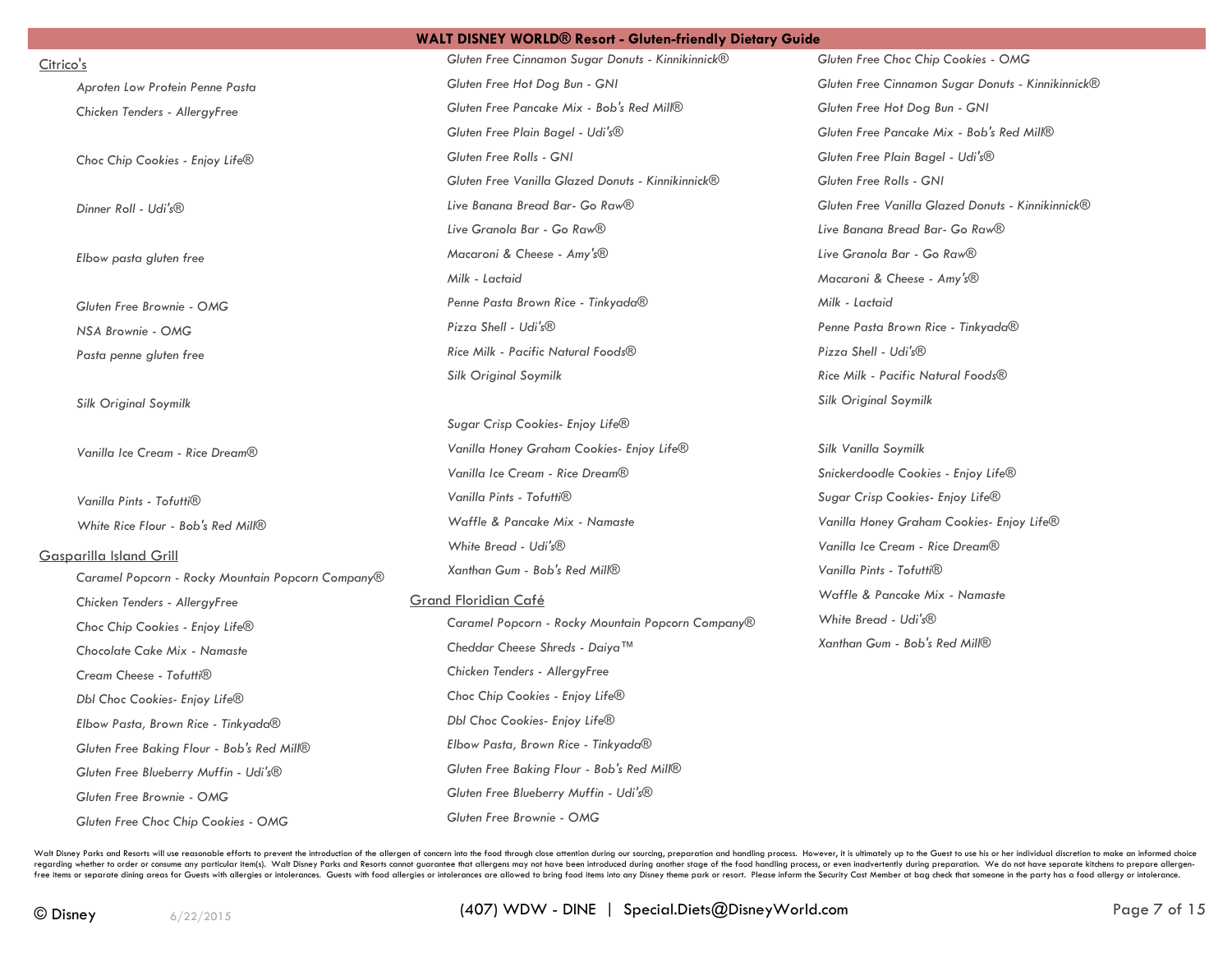# WALT DISNEY WORLD® Resort - Gluten-friendly Dietary Guide

Citrico's

- *Aproten Low Protein Penne Pasta*
- *Chicken Tenders - AllergyFree*
- *Choc Chip Cookies - Enjoy Life®*
- *Dinner Roll - Udi's®*
- *Elbow pasta gluten free*
- *Gluten Free Brownie - OMG*
- *NSA Brownie - OMG*
- *Pasta penne gluten free*
- *Silk Original Soymilk*
- *Vanilla Ice Cream - Rice Dream®*
- *Vanilla Pints - Tofutti®*
- *White Rice Flour - Bob's Red Mill®*

Gasparilla Island Grill

- *Caramel Popcorn - Rocky Mountain Popcorn Company®*
- *Chicken Tenders - AllergyFree*
- *Choc Chip Cookies - Enjoy Life®*
- *Chocolate Cake Mix - Namaste*
- *Cream Cheese - Tofutti®*
- *Dbl Choc Cookies- Enjoy Life®*
- *Elbow Pasta, Brown Rice - Tinkyada®*
- *Gluten Free Baking Flour - Bob's Red Mill®*
- *Gluten Free Blueberry Muffin - Udi's®*
- *Gluten Free Brownie - OMG*
- *Gluten Free Choc Chip Cookies - OMG*
- *Gluten Free Cinnamon Sugar Donuts - Kinnikinnick®*
- *Gluten Free Hot Dog Bun - GNI*
- *Gluten Free Pancake Mix - Bob's Red Mill®*
- *Gluten Free Plain Bagel - Udi's®*
- *Gluten Free Rolls - GNI*
- *Gluten Free Vanilla Glazed Donuts - Kinnikinnick®*
- *Live Banana Bread Bar- Go Raw®*
- *Live Granola Bar - Go Raw®*
- *Macaroni & Cheese - Amy's®*
- *Milk - Lactaid*
- *Penne Pasta Brown Rice - Tinkyada®*
- *Pizza Shell - Udi's®*
- *Rice Milk - Pacific Natural Foods®*
- *Silk Original Soymilk*
- *Sugar Crisp Cookies- Enjoy Life®*
- *Vanilla Honey Graham Cookies- Enjoy Life®*
- *Vanilla Ice Cream - Rice Dream®*
- *Vanilla Pints - Tofutti®*
- *Waffle & Pancake Mix - Namaste*
- *White Bread - Udi's®*
- *Xanthan Gum - Bob's Red Mill®*

Grand Floridian Café

- *Caramel Popcorn - Rocky Mountain Popcorn Company®*
- *Cheddar Cheese Shreds - Daiya™*
- *Chicken Tenders - AllergyFree*
- *Choc Chip Cookies - Enjoy Life®*
- *Dbl Choc Cookies- Enjoy Life®*
- *Elbow Pasta, Brown Rice - Tinkyada®*
- *Gluten Free Baking Flour - Bob's Red Mill®*
- *Gluten Free Blueberry Muffin - Udi's®*
- *Gluten Free Brownie - OMG*
- *Gluten Free Choc Chip Cookies - OMG*
- *Gluten Free Cinnamon Sugar Donuts - Kinnikinnick®*
- *Gluten Free Hot Dog Bun - GNI*
- *Gluten Free Pancake Mix - Bob's Red Mill®*
- *Gluten Free Plain Bagel - Udi's®*
- *Gluten Free Rolls - GNI*
- *Gluten Free Vanilla Glazed Donuts - Kinnikinnick®*
- *Live Banana Bread Bar- Go Raw®*
- *Live Granola Bar - Go Raw®*
- *Macaroni & Cheese - Amy's®*
- *Milk - Lactaid*
- *Penne Pasta Brown Rice - Tinkyada®*
- *Pizza Shell - Udi's®*
- *Rice Milk - Pacific Natural Foods®*
- *Silk Original Soymilk*
- *Silk Vanilla Soymilk*
- *Snickerdoodle Cookies - Enjoy Life®*
- *Sugar Crisp Cookies- Enjoy Life®*
- *Vanilla Honey Graham Cookies- Enjoy Life®*
- *Vanilla Ice Cream - Rice Dream®*
- *Vanilla Pints - Tofutti®*
- *Waffle & Pancake Mix - Namaste*
- *White Bread - Udi's®*
- *Xanthan Gum - Bob's Red Mill®*

Walt Disney Parks and Resorts will use reasonable efforts to prevent the introduction of the allergen of concern into the food through close attention during our sourcing, preparation and handling process. However, it is ultimately up to the Guest to use his or her individual discretion to make an informed choice regarding whether to order or consume any particular item(s). Walt Disney Parks and Resorts cannot guarantee that allergens may not have been introduced during another stage of the food handling process, or even inadvertently during preparation. We do not have separate kitchens to prepare allergen-free items or separate dining areas for Guests with allergies or intolerances. Guests with food allergies or intolerances are allowed to bring food items into any Disney theme park or resort. Please inform the Security Cast Member at bag check that someone in the party has a food allergy or intolerance.

© Disney 6/22/2015 (407) WDW - DINE | Special.Diets@DisneyWorld.com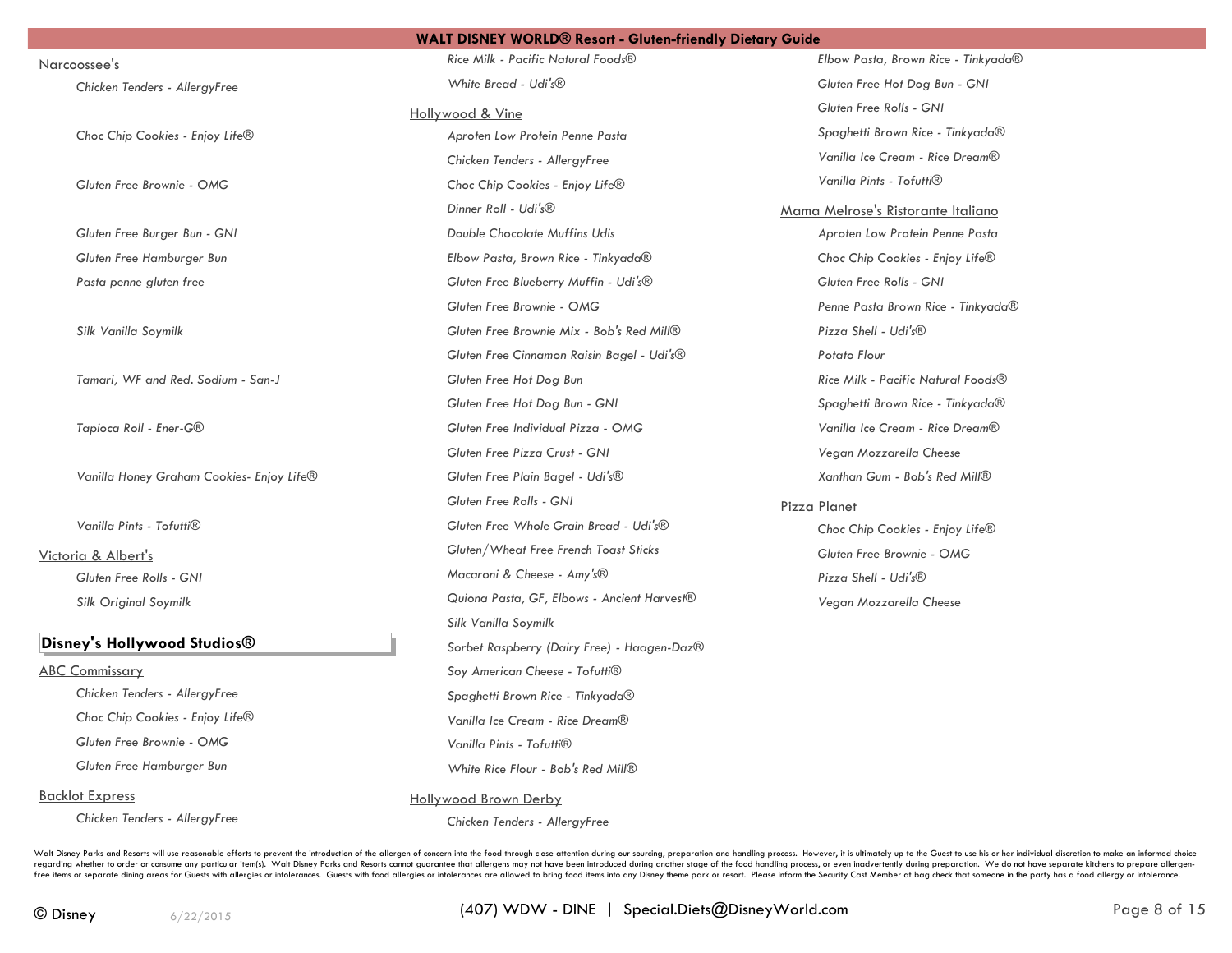### Narcoossee's

- *Chicken Tenders - AllergyFree*
- *Choc Chip Cookies - Enjoy Life®*
- *Gluten Free Brownie - OMG*
- *Gluten Free Burger Bun - GNI*
- *Gluten Free Hamburger Bun*
- *Pasta penne gluten free*
- *Silk Vanilla Soymilk*
- *Tamari, WF and Red. Sodium - San-J*
- *Tapioca Roll - Ener-G®*
- *Vanilla Honey Graham Cookies- Enjoy Life®*
- *Vanilla Pints - Tofutti®*

### Victoria & Albert's

- *Gluten Free Rolls - GNI*
- *Silk Original Soymilk*

## Disney's Hollywood Studios®

### ABC Commissary

- *Chicken Tenders - AllergyFree*
- *Choc Chip Cookies - Enjoy Life®*
- *Gluten Free Brownie - OMG*
- *Gluten Free Hamburger Bun*

### Backlot Express

- *Chicken Tenders - AllergyFree*
- *Rice Milk - Pacific Natural Foods®*
- *White Bread - Udi's®*

### Hollywood & Vine

- *Aproten Low Protein Penne Pasta*
- *Chicken Tenders - AllergyFree*
- *Choc Chip Cookies - Enjoy Life®*
- *Dinner Roll - Udi's®*
- *Double Chocolate Muffins Udis*
- *Elbow Pasta, Brown Rice - Tinkyada®*
- *Gluten Free Blueberry Muffin - Udi's®*
- *Gluten Free Brownie - OMG*
- *Gluten Free Brownie Mix - Bob's Red Mill®*
- *Gluten Free Cinnamon Raisin Bagel - Udi's®*
- *Gluten Free Hot Dog Bun*
- *Gluten Free Hot Dog Bun - GNI*
- *Gluten Free Individual Pizza - OMG*
- *Gluten Free Pizza Crust - GNI*
- *Gluten Free Plain Bagel - Udi's®*
- *Gluten Free Rolls - GNI*
- *Gluten Free Whole Grain Bread - Udi's®*
- *Gluten/Wheat Free French Toast Sticks*
- *Macaroni & Cheese - Amy's®*
- *Quiona Pasta, GF, Elbows - Ancient Harvest®*
- *Silk Vanilla Soymilk*
- *Sorbet Raspberry (Dairy Free) - Haagen-Daz®*
- *Soy American Cheese - Tofutti®*
- *Spaghetti Brown Rice - Tinkyada®*
- *Vanilla Ice Cream - Rice Dream®*
- *Vanilla Pints - Tofutti®*
- *White Rice Flour - Bob's Red Mill®*

### Hollywood Brown Derby

- *Chicken Tenders - AllergyFree*
- *Elbow Pasta, Brown Rice - Tinkyada®*
- *Gluten Free Hot Dog Bun - GNI*
- *Gluten Free Rolls - GNI*
- *Spaghetti Brown Rice - Tinkyada®*
- *Vanilla Ice Cream - Rice Dream®*
- *Vanilla Pints - Tofutti®*

### Mama Melrose's Ristorante Italiano

- *Aproten Low Protein Penne Pasta*
- *Choc Chip Cookies - Enjoy Life®*
- *Gluten Free Rolls - GNI*
- *Penne Pasta Brown Rice - Tinkyada®*
- *Pizza Shell - Udi's®*
- *Potato Flour*
- *Rice Milk - Pacific Natural Foods®*
- *Spaghetti Brown Rice - Tinkyada®*
- *Vanilla Ice Cream - Rice Dream®*
- *Vegan Mozzarella Cheese*
- *Xanthan Gum - Bob's Red Mill®*

### Pizza Planet

- *Choc Chip Cookies - Enjoy Life®*
- *Gluten Free Brownie - OMG*
- *Pizza Shell - Udi's®*
- *Vegan Mozzarella Cheese*

Walt Disney Parks and Resorts will use reasonable efforts to prevent the introduction of the allergen of concern into the food through close attention during our sourcing, preparation and handling process. However, it is ultimately up to the Guest to use his or her individual discretion to make an informed choice regarding whether to order or consume any particular item(s). Walt Disney Parks and Resorts cannot guarantee that allergens may not have been introduced during another stage of the food handling process, or even inadvertently during preparation. We do not have separate kitchens to prepare allergen-free items or separate dining areas for Guests with allergies or intolerances. Guests with food allergies or intolerances are allowed to bring food items into any Disney theme park or resort. Please inform the Security Cast Member at bag check that someone in the party has a food allergy or intolerance.

© Disney 6/22/2015 (407) WDW - DINE | Special.Diets@DisneyWorld.com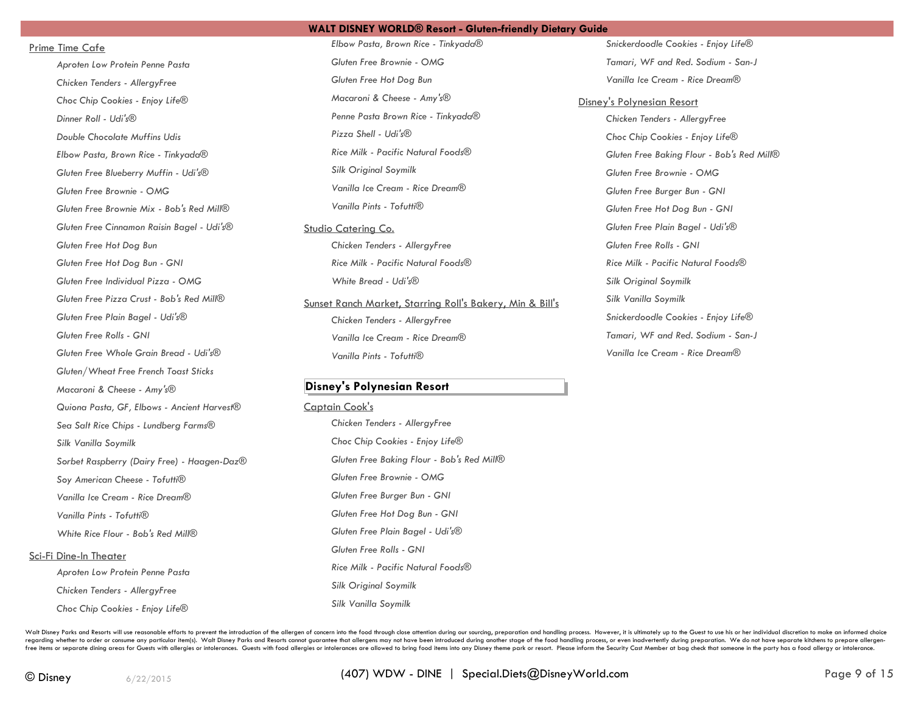### Prime Time Cafe

- *Aproten Low Protein Penne Pasta*
- *Chicken Tenders - AllergyFree*
- *Choc Chip Cookies - Enjoy Life®*
- *Dinner Roll - Udi's®*
- *Double Chocolate Muffins Udis*
- *Elbow Pasta, Brown Rice - Tinkyada®*
- *Gluten Free Blueberry Muffin - Udi's®*
- *Gluten Free Brownie - OMG*
- *Gluten Free Brownie Mix - Bob's Red Mill®*
- *Gluten Free Cinnamon Raisin Bagel - Udi's®*
- *Gluten Free Hot Dog Bun*
- *Gluten Free Hot Dog Bun - GNI*
- *Gluten Free Individual Pizza - OMG*
- *Gluten Free Pizza Crust - Bob's Red Mill®*
- *Gluten Free Plain Bagel - Udi's®*
- *Gluten Free Rolls - GNI*
- *Gluten Free Whole Grain Bread - Udi's®*
- *Gluten/Wheat Free French Toast Sticks*
- *Macaroni & Cheese - Amy's®*
- *Quiona Pasta, GF, Elbows - Ancient Harvest®*
- *Sea Salt Rice Chips - Lundberg Farms®*
- *Silk Vanilla Soymilk*
- *Sorbet Raspberry (Dairy Free) - Haagen-Daz®*
- *Soy American Cheese - Tofutti®*
- *Vanilla Ice Cream - Rice Dream®*
- *Vanilla Pints - Tofutti®*
- *White Rice Flour - Bob's Red Mill®*

### Sci-Fi Dine-In Theater

- *Aproten Low Protein Penne Pasta*
- *Chicken Tenders - AllergyFree*
- *Choc Chip Cookies - Enjoy Life®*
- *Elbow Pasta, Brown Rice - Tinkyada®*
- *Gluten Free Brownie - OMG*
- *Gluten Free Hot Dog Bun*
- *Macaroni & Cheese - Amy's®*
- *Penne Pasta Brown Rice - Tinkyada®*
- *Pizza Shell - Udi's®*
- *Rice Milk - Pacific Natural Foods®*
- *Silk Original Soymilk*
- *Vanilla Ice Cream - Rice Dream®*
- *Vanilla Pints - Tofutti®*

### Studio Catering Co.

- *Chicken Tenders - AllergyFree*
- *Rice Milk - Pacific Natural Foods®*
- *White Bread - Udi's®*

### Sunset Ranch Market, Starring Roll's Bakery, Min & Bill's

- *Chicken Tenders - AllergyFree*
- *Vanilla Ice Cream - Rice Dream®*
- *Vanilla Pints - Tofutti®*

## Disney's Polynesian Resort

### Captain Cook's

- *Chicken Tenders - AllergyFree*
- *Choc Chip Cookies - Enjoy Life®*
- *Gluten Free Baking Flour - Bob's Red Mill®*
- *Gluten Free Brownie - OMG*
- *Gluten Free Burger Bun - GNI*
- *Gluten Free Hot Dog Bun - GNI*
- *Gluten Free Plain Bagel - Udi's®*
- *Gluten Free Rolls - GNI*
- *Rice Milk - Pacific Natural Foods®*
- *Silk Original Soymilk*
- *Silk Vanilla Soymilk*
- *Snickerdoodle Cookies - Enjoy Life®*
- *Tamari, WF and Red. Sodium - San-J*
- *Vanilla Ice Cream - Rice Dream®*

### Disney's Polynesian Resort

- *Chicken Tenders - AllergyFree*
- *Choc Chip Cookies - Enjoy Life®*
- *Gluten Free Baking Flour - Bob's Red Mill®*
- *Gluten Free Brownie - OMG*
- *Gluten Free Burger Bun - GNI*
- *Gluten Free Hot Dog Bun - GNI*
- *Gluten Free Plain Bagel - Udi's®*
- *Gluten Free Rolls - GNI*
- *Rice Milk - Pacific Natural Foods®*
- *Silk Original Soymilk*
- *Silk Vanilla Soymilk*
- *Snickerdoodle Cookies - Enjoy Life®*
- *Tamari, WF and Red. Sodium - San-J*
- *Vanilla Ice Cream - Rice Dream®*

Walt Disney Parks and Resorts will use reasonable efforts to prevent the introduction of the allergen of concern into the food through close attention during our sourcing, preparation and handling process. However, it is ultimately up to the Guest to use his or her individual discretion to make an informed choice regarding whether to order or consume any particular item(s). Walt Disney Parks and Resorts cannot guarantee that allergens may not have been introduced during another stage of the food handling process, or even inadvertently during preparation. We do not have separate kitchens to prepare allergen-free items or separate dining areas for Guests with allergies or intolerances. Guests with food allergies or intolerances are allowed to bring food items into any Disney theme park or resort. Please inform the Security Cast Member at bag check that someone in the party has a food allergy or intolerance.

(407) WDW - DINE | Special.Diets@DisneyWorld.com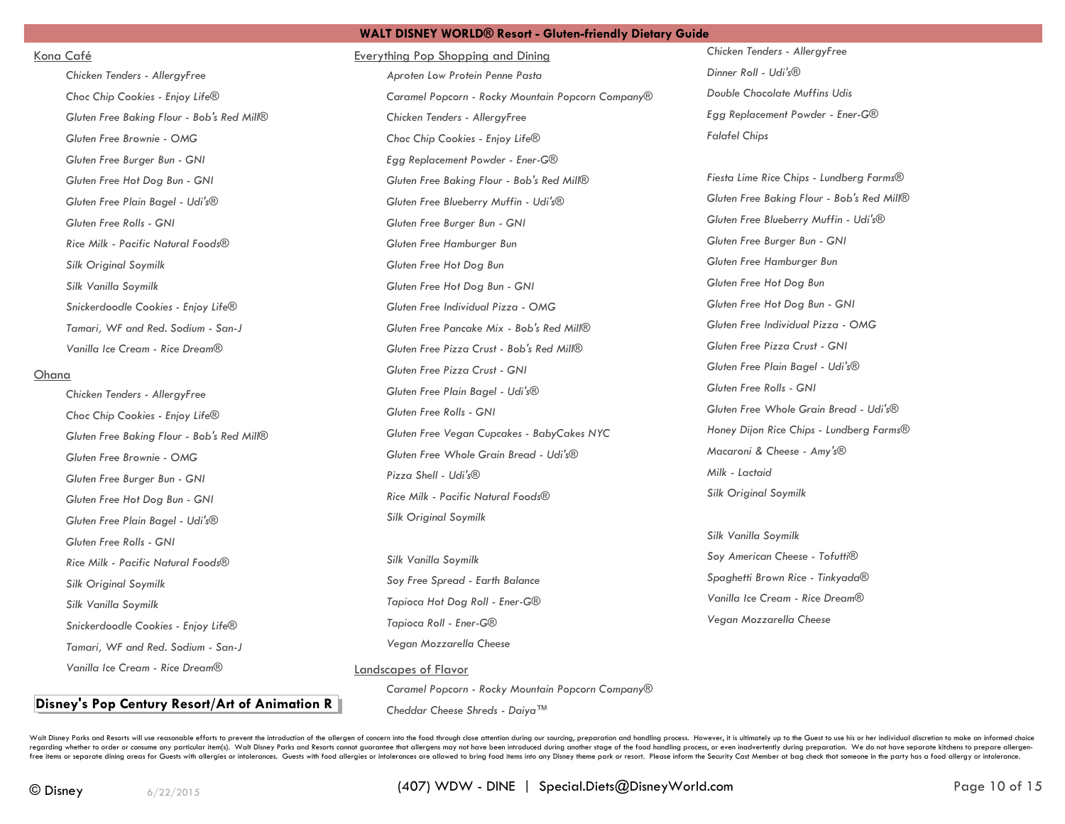Kona Café

- *Chicken Tenders - AllergyFree*
- *Choc Chip Cookies - Enjoy Life®*
- *Gluten Free Baking Flour - Bob's Red Mill®*
- *Gluten Free Brownie - OMG*
- *Gluten Free Burger Bun - GNI*
- *Gluten Free Hot Dog Bun - GNI*
- *Gluten Free Plain Bagel - Udi's®*
- *Gluten Free Rolls - GNI*
- *Rice Milk - Pacific Natural Foods®*
- *Silk Original Soymilk*
- *Silk Vanilla Soymilk*
- *Snickerdoodle Cookies - Enjoy Life®*
- *Tamari, WF and Red. Sodium - San-J*
- *Vanilla Ice Cream - Rice Dream®*

Ohana

- *Chicken Tenders - AllergyFree*
- *Choc Chip Cookies - Enjoy Life®*
- *Gluten Free Baking Flour - Bob's Red Mill®*
- *Gluten Free Brownie - OMG*
- *Gluten Free Burger Bun - GNI*
- *Gluten Free Hot Dog Bun - GNI*
- *Gluten Free Plain Bagel - Udi's®*
- *Gluten Free Rolls - GNI*
- *Rice Milk - Pacific Natural Foods®*
- *Silk Original Soymilk*
- *Silk Vanilla Soymilk*
- *Snickerdoodle Cookies - Enjoy Life®*
- *Tamari, WF and Red. Sodium - San-J*
- *Vanilla Ice Cream - Rice Dream®*

## Disney's Pop Century Resort/Art of Animation R

Everything Pop Shopping and Dining

- *Aproten Low Protein Penne Pasta*
- *Caramel Popcorn - Rocky Mountain Popcorn Company®*
- *Chicken Tenders - AllergyFree*
- *Choc Chip Cookies - Enjoy Life®*
- *Egg Replacement Powder - Ener-G®*
- *Gluten Free Baking Flour - Bob's Red Mill®*
- *Gluten Free Blueberry Muffin - Udi's®*
- *Gluten Free Burger Bun - GNI*
- *Gluten Free Hamburger Bun*
- *Gluten Free Hot Dog Bun*
- *Gluten Free Hot Dog Bun - GNI*
- *Gluten Free Individual Pizza - OMG*
- *Gluten Free Pancake Mix - Bob's Red Mill®*
- *Gluten Free Pizza Crust - Bob's Red Mill®*
- *Gluten Free Pizza Crust - GNI*
- *Gluten Free Plain Bagel - Udi's®*
- *Gluten Free Rolls - GNI*
- *Gluten Free Vegan Cupcakes - BabyCakes NYC*
- *Gluten Free Whole Grain Bread - Udi's®*
- *Pizza Shell - Udi's®*
- *Rice Milk - Pacific Natural Foods®*
- *Silk Original Soymilk*
- *Silk Vanilla Soymilk*
- *Soy Free Spread - Earth Balance*
- *Tapioca Hot Dog Roll - Ener-G®*
- *Tapioca Roll - Ener-G®*
- *Vegan Mozzarella Cheese*

Landscapes of Flavor

- *Caramel Popcorn - Rocky Mountain Popcorn Company®*
- *Cheddar Cheese Shreds - Daiya™*
- *Chicken Tenders - AllergyFree*
- *Dinner Roll - Udi's®*
- *Double Chocolate Muffins Udis*
- *Egg Replacement Powder - Ener-G®*
- *Falafel Chips*
- *Fiesta Lime Rice Chips - Lundberg Farms®*
- *Gluten Free Baking Flour - Bob's Red Mill®*
- *Gluten Free Blueberry Muffin - Udi's®*
- *Gluten Free Burger Bun - GNI*
- *Gluten Free Hamburger Bun*
- *Gluten Free Hot Dog Bun*
- *Gluten Free Hot Dog Bun - GNI*
- *Gluten Free Individual Pizza - OMG*
- *Gluten Free Pizza Crust - GNI*
- *Gluten Free Plain Bagel - Udi's®*
- *Gluten Free Rolls - GNI*
- *Gluten Free Whole Grain Bread - Udi's®*
- *Honey Dijon Rice Chips - Lundberg Farms®*
- *Macaroni & Cheese - Amy's®*
- *Milk - Lactaid*
- *Silk Original Soymilk*
- *Silk Vanilla Soymilk*
- *Soy American Cheese - Tofutti®*
- *Spaghetti Brown Rice - Tinkyada®*
- *Vanilla Ice Cream - Rice Dream®*
- *Vegan Mozzarella Cheese*

Walt Disney Parks and Resorts will use reasonable efforts to prevent the introduction of the allergen of concern into the food through close attention during our sourcing, preparation and handling process. However, it is ultimately up to the Guest to use his or her individual discretion to make an informed choice regarding whether to order or consume any particular item(s). Walt Disney Parks and Resorts cannot guarantee that allergens may not have been introduced during another stage of the food handling process, or even inadvertently during preparation. We do not have separate kitchens to prepare allergen-free items or separate dining areas for Guests with allergies or intolerances. Guests with food allergies or intolerances are allowed to bring food items into any Disney theme park or resort. Please inform the Security Cast Member at bag check that someone in the party has a food allergy or intolerance.

(407) WDW - DINE | Special.Diets@DisneyWorld.com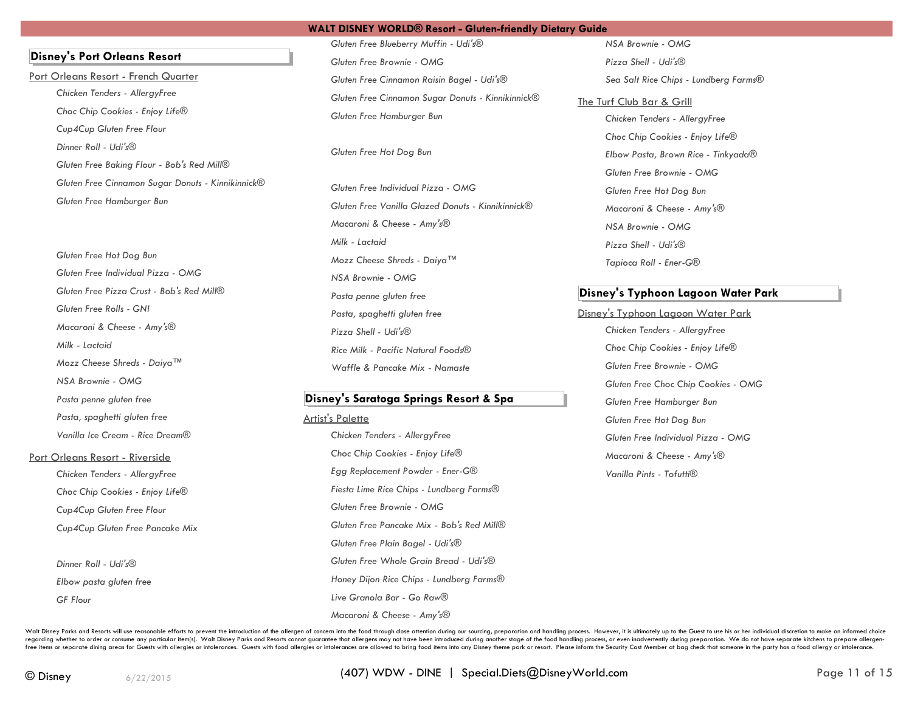## Disney's Port Orleans Resort

### Port Orleans Resort - French Quarter

- *Chicken Tenders - AllergyFree*
- *Choc Chip Cookies - Enjoy Life®*
- *Cup4Cup Gluten Free Flour*
- *Dinner Roll - Udi's®*
- *Gluten Free Baking Flour - Bob's Red Mill®*
- *Gluten Free Cinnamon Sugar Donuts - Kinnikinnick®*
- *Gluten Free Hamburger Bun*
- *Gluten Free Hot Dog Bun*
- *Gluten Free Individual Pizza - OMG*
- *Gluten Free Pizza Crust - Bob's Red Mill®*
- *Gluten Free Rolls - GNI*
- *Macaroni & Cheese - Amy's®*
- *Milk - Lactaid*
- *Mozz Cheese Shreds - Daiya™*
- *NSA Brownie - OMG*
- *Pasta penne gluten free*
- *Pasta, spaghetti gluten free*
- *Vanilla Ice Cream - Rice Dream®*

### Port Orleans Resort - Riverside

- *Chicken Tenders - AllergyFree*
- *Choc Chip Cookies - Enjoy Life®*
- *Cup4Cup Gluten Free Flour*
- *Cup4Cup Gluten Free Pancake Mix*
- *Dinner Roll - Udi's®*
- *Elbow pasta gluten free*
- *GF Flour*
- *Gluten Free Blueberry Muffin - Udi's®*
- *Gluten Free Brownie - OMG*
- *Gluten Free Cinnamon Raisin Bagel - Udi's®*
- *Gluten Free Cinnamon Sugar Donuts - Kinnikinnick®*
- *Gluten Free Hamburger Bun*
- *Gluten Free Hot Dog Bun*
- *Gluten Free Individual Pizza - OMG*
- *Gluten Free Vanilla Glazed Donuts - Kinnikinnick®*
- *Macaroni & Cheese - Amy's®*
- *Milk - Lactaid*
- *Mozz Cheese Shreds - Daiya™*
- *NSA Brownie - OMG*
- *Pasta penne gluten free*
- *Pasta, spaghetti gluten free*
- *Pizza Shell - Udi's®*
- *Rice Milk - Pacific Natural Foods®*
- *Waffle & Pancake Mix - Namaste*

## Disney's Saratoga Springs Resort & Spa

### Artist's Palette

- *Chicken Tenders - AllergyFree*
- *Choc Chip Cookies - Enjoy Life®*
- *Egg Replacement Powder - Ener-G®*
- *Fiesta Lime Rice Chips - Lundberg Farms®*
- *Gluten Free Brownie - OMG*
- *Gluten Free Pancake Mix - Bob's Red Mill®*
- *Gluten Free Plain Bagel - Udi's®*
- *Gluten Free Whole Grain Bread - Udi's®*
- *Honey Dijon Rice Chips - Lundberg Farms®*
- *Live Granola Bar - Go Raw®*
- *Macaroni & Cheese - Amy's®*
- *NSA Brownie - OMG*
- *Pizza Shell - Udi's®*
- *Sea Salt Rice Chips - Lundberg Farms®*

### The Turf Club Bar & Grill

- *Chicken Tenders - AllergyFree*
- *Choc Chip Cookies - Enjoy Life®*
- *Elbow Pasta, Brown Rice - Tinkyada®*
- *Gluten Free Brownie - OMG*
- *Gluten Free Hot Dog Bun*
- *Macaroni & Cheese - Amy's®*
- *NSA Brownie - OMG*
- *Pizza Shell - Udi's®*
- *Tapioca Roll - Ener-G®*

## Disney's Typhoon Lagoon Water Park

### Disney's Typhoon Lagoon Water Park

- *Chicken Tenders - AllergyFree*
- *Choc Chip Cookies - Enjoy Life®*
- *Gluten Free Brownie - OMG*
- *Gluten Free Choc Chip Cookies - OMG*
- *Gluten Free Hamburger Bun*
- *Gluten Free Hot Dog Bun*
- *Gluten Free Individual Pizza - OMG*
- *Macaroni & Cheese - Amy's®*
- *Vanilla Pints - Tofutti®*

Walt Disney Parks and Resorts will use reasonable efforts to prevent the introduction of the allergen of concern into the food through close attention during our sourcing, preparation and handling process. However, it is ultimately up to the Guest to use his or her individual discretion to make an informed choice regarding whether to order or consume any particular item(s). Walt Disney Parks and Resorts cannot guarantee that allergens may not have been introduced during another stage of the food handling process, or even inadvertently during preparation. We do not have separate kitchens to prepare allergen-free items or separate dining areas for Guests with allergies or intolerances. Guests with food allergies or intolerances are allowed to bring food items into any Disney theme park or resort. Please inform the Security Cast Member at bag check that someone in the party has a food allergy or intolerance.

© Disney 6/22/2015 (407) WDW - DINE | Special.Diets@DisneyWorld.com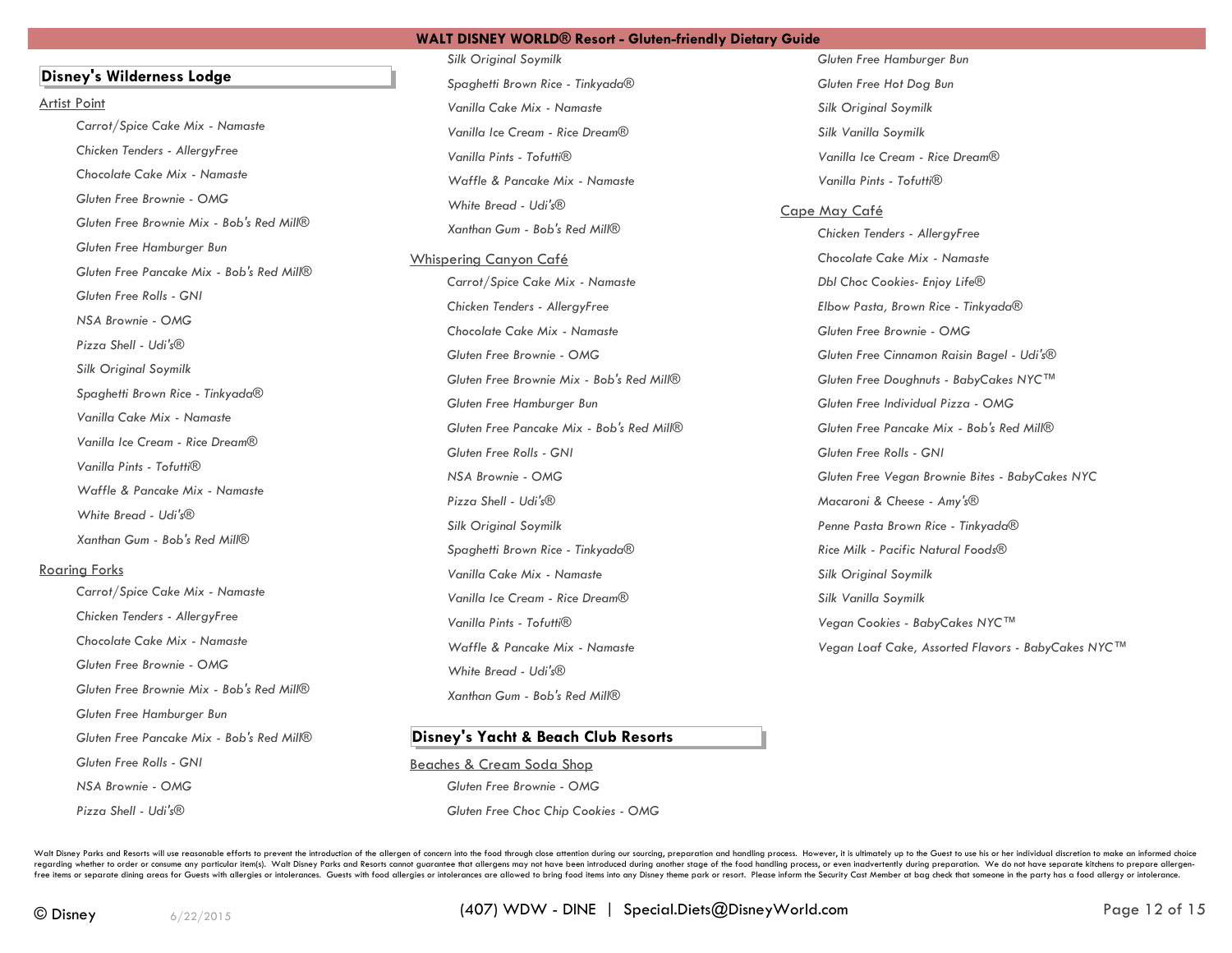## Disney's Wilderness Lodge

### Artist Point

- *Carrot/Spice Cake Mix - Namaste*
- *Chicken Tenders - AllergyFree*
- *Chocolate Cake Mix - Namaste*
- *Gluten Free Brownie - OMG*
- *Gluten Free Brownie Mix - Bob's Red Mill®*
- *Gluten Free Hamburger Bun*
- *Gluten Free Pancake Mix - Bob's Red Mill®*
- *Gluten Free Rolls - GNI*
- *NSA Brownie - OMG*
- *Pizza Shell - Udi's®*
- *Silk Original Soymilk*
- *Spaghetti Brown Rice - Tinkyada®*
- *Vanilla Cake Mix - Namaste*
- *Vanilla Ice Cream - Rice Dream®*
- *Vanilla Pints - Tofutti®*
- *Waffle & Pancake Mix - Namaste*
- *White Bread - Udi's®*
- *Xanthan Gum - Bob's Red Mill®*

### Roaring Forks

- *Carrot/Spice Cake Mix - Namaste*
- *Chicken Tenders - AllergyFree*
- *Chocolate Cake Mix - Namaste*
- *Gluten Free Brownie - OMG*
- *Gluten Free Brownie Mix - Bob's Red Mill®*
- *Gluten Free Hamburger Bun*
- *Gluten Free Pancake Mix - Bob's Red Mill®*
- *Gluten Free Rolls - GNI*
- *NSA Brownie - OMG*
- *Pizza Shell - Udi's®*
- *Silk Original Soymilk*
- *Spaghetti Brown Rice - Tinkyada®*
- *Vanilla Cake Mix - Namaste*
- *Vanilla Ice Cream - Rice Dream®*
- *Vanilla Pints - Tofutti®*
- *Waffle & Pancake Mix - Namaste*
- *White Bread - Udi's®*
- *Xanthan Gum - Bob's Red Mill®*

### Whispering Canyon Café

- *Carrot/Spice Cake Mix - Namaste*
- *Chicken Tenders - AllergyFree*
- *Chocolate Cake Mix - Namaste*
- *Gluten Free Brownie - OMG*
- *Gluten Free Brownie Mix - Bob's Red Mill®*
- *Gluten Free Hamburger Bun*
- *Gluten Free Pancake Mix - Bob's Red Mill®*
- *Gluten Free Rolls - GNI*
- *NSA Brownie - OMG*
- *Pizza Shell - Udi's®*
- *Silk Original Soymilk*
- *Spaghetti Brown Rice - Tinkyada®*
- *Vanilla Cake Mix - Namaste*
- *Vanilla Ice Cream - Rice Dream®*
- *Vanilla Pints - Tofutti®*
- *Waffle & Pancake Mix - Namaste*
- *White Bread - Udi's®*
- *Xanthan Gum - Bob's Red Mill®*

## Disney's Yacht & Beach Club Resorts

### Beaches & Cream Soda Shop

- *Gluten Free Brownie - OMG*
- *Gluten Free Choc Chip Cookies - OMG*
- *Gluten Free Hamburger Bun*
- *Gluten Free Hot Dog Bun*
- *Silk Original Soymilk*
- *Silk Vanilla Soymilk*
- *Vanilla Ice Cream - Rice Dream®*
- *Vanilla Pints - Tofutti®*

### Cape May Café

- *Chicken Tenders - AllergyFree*
- *Chocolate Cake Mix - Namaste*
- *Dbl Choc Cookies- Enjoy Life®*
- *Elbow Pasta, Brown Rice - Tinkyada®*
- *Gluten Free Brownie - OMG*
- *Gluten Free Cinnamon Raisin Bagel - Udi's®*
- *Gluten Free Doughnuts - BabyCakes NYC™*
- *Gluten Free Individual Pizza - OMG*
- *Gluten Free Pancake Mix - Bob's Red Mill®*
- *Gluten Free Rolls - GNI*
- *Gluten Free Vegan Brownie Bites - BabyCakes NYC*
- *Macaroni & Cheese - Amy's®*
- *Penne Pasta Brown Rice - Tinkyada®*
- *Rice Milk - Pacific Natural Foods®*
- *Silk Original Soymilk*
- *Silk Vanilla Soymilk*
- *Vegan Cookies - BabyCakes NYC™*
- *Vegan Loaf Cake, Assorted Flavors - BabyCakes NYC™*

Walt Disney Parks and Resorts will use reasonable efforts to prevent the introduction of the allergen of concern into the food through close attention during our sourcing, preparation and handling process. However, it is ultimately up to the Guest to use his or her individual discretion to make an informed choice regarding whether to order or consume any particular item(s). Walt Disney Parks and Resorts cannot guarantee that allergens may not have been introduced during another stage of the food handling process, or even inadvertently during preparation. We do not have separate kitchens to prepare allergen-free items or separate dining areas for Guests with allergies or intolerances. Guests with food allergies or intolerances are allowed to bring food items into any Disney theme park or resort. Please inform the Security Cast Member at bag check that someone in the party has a food allergy or intolerance.

© Disney 6/22/2015 (407) WDW - DINE | Special.Diets@DisneyWorld.com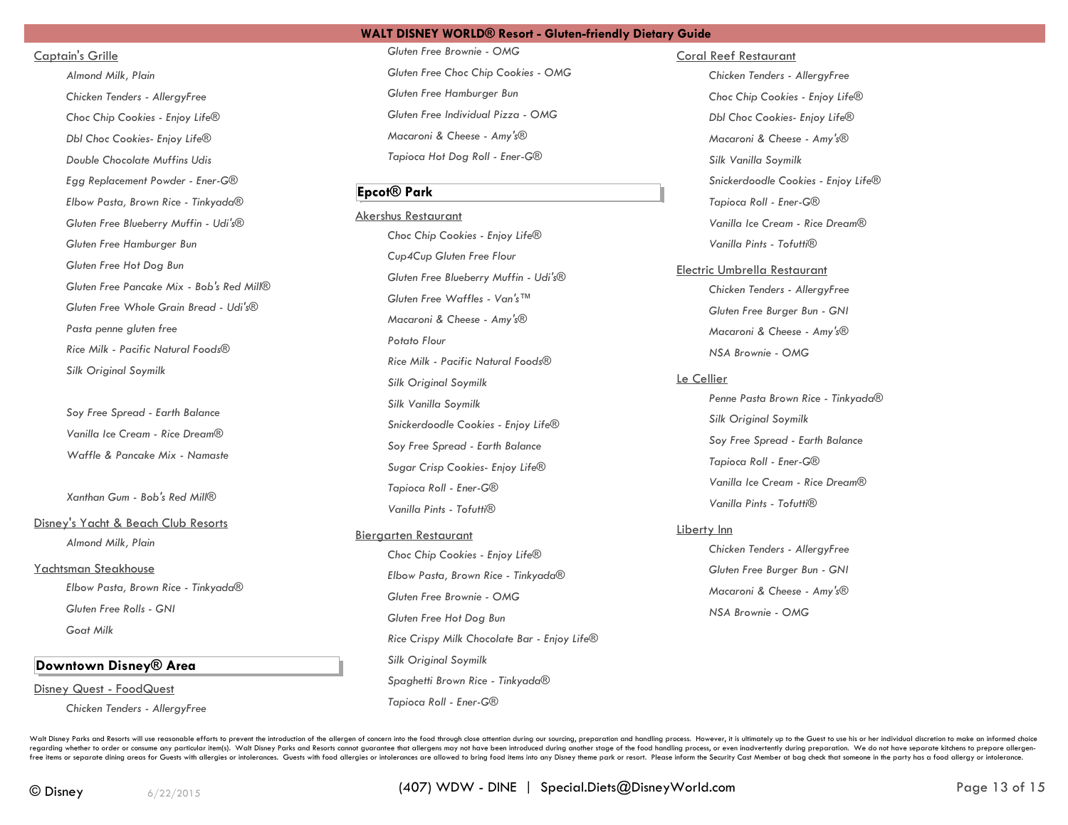### Captain's Grille

- *Almond Milk, Plain*
- *Chicken Tenders - AllergyFree*
- *Choc Chip Cookies - Enjoy Life®*
- *Dbl Choc Cookies- Enjoy Life®*
- *Double Chocolate Muffins Udis*
- *Egg Replacement Powder - Ener-G®*
- *Elbow Pasta, Brown Rice - Tinkyada®*
- *Gluten Free Blueberry Muffin - Udi's®*
- *Gluten Free Hamburger Bun*
- *Gluten Free Hot Dog Bun*
- *Gluten Free Pancake Mix - Bob's Red Mill®*
- *Gluten Free Whole Grain Bread - Udi's®*
- *Pasta penne gluten free*
- *Rice Milk - Pacific Natural Foods®*
- *Silk Original Soymilk*
- *Soy Free Spread - Earth Balance*
- *Vanilla Ice Cream - Rice Dream®*
- *Waffle & Pancake Mix - Namaste*
- *Xanthan Gum - Bob's Red Mill®*

### Disney's Yacht & Beach Club Resorts

- *Almond Milk, Plain*

### Yachtsman Steakhouse

- *Elbow Pasta, Brown Rice - Tinkyada®*
- *Gluten Free Rolls - GNI*
- *Goat Milk*

## Downtown Disney® Area

### Disney Quest - FoodQuest

- *Chicken Tenders - AllergyFree*
- *Gluten Free Brownie - OMG*
- *Gluten Free Choc Chip Cookies - OMG*
- *Gluten Free Hamburger Bun*
- *Gluten Free Individual Pizza - OMG*
- *Macaroni & Cheese - Amy's®*
- *Tapioca Hot Dog Roll - Ener-G®*

## Epcot® Park

### Akershus Restaurant

- *Choc Chip Cookies - Enjoy Life®*
- *Cup4Cup Gluten Free Flour*
- *Gluten Free Blueberry Muffin - Udi's®*
- *Gluten Free Waffles - Van's™*
- *Macaroni & Cheese - Amy's®*
- *Potato Flour*
- *Rice Milk - Pacific Natural Foods®*
- *Silk Original Soymilk*
- *Silk Vanilla Soymilk*
- *Snickerdoodle Cookies - Enjoy Life®*
- *Soy Free Spread - Earth Balance*
- *Sugar Crisp Cookies- Enjoy Life®*
- *Tapioca Roll - Ener-G®*
- *Vanilla Pints - Tofutti®*

### Biergarten Restaurant

- *Choc Chip Cookies - Enjoy Life®*
- *Elbow Pasta, Brown Rice - Tinkyada®*
- *Gluten Free Brownie - OMG*
- *Gluten Free Hot Dog Bun*
- *Rice Crispy Milk Chocolate Bar - Enjoy Life®*
- *Silk Original Soymilk*
- *Spaghetti Brown Rice - Tinkyada®*
- *Tapioca Roll - Ener-G®*

### Coral Reef Restaurant

- *Chicken Tenders - AllergyFree*
- *Choc Chip Cookies - Enjoy Life®*
- *Dbl Choc Cookies- Enjoy Life®*
- *Macaroni & Cheese - Amy's®*
- *Silk Vanilla Soymilk*
- *Snickerdoodle Cookies - Enjoy Life®*
- *Tapioca Roll - Ener-G®*
- *Vanilla Ice Cream - Rice Dream®*
- *Vanilla Pints - Tofutti®*

### Electric Umbrella Restaurant

- *Chicken Tenders - AllergyFree*
- *Gluten Free Burger Bun - GNI*
- *Macaroni & Cheese - Amy's®*
- *NSA Brownie - OMG*

### Le Cellier

- *Penne Pasta Brown Rice - Tinkyada®*
- *Silk Original Soymilk*
- *Soy Free Spread - Earth Balance*
- *Tapioca Roll - Ener-G®*
- *Vanilla Ice Cream - Rice Dream®*
- *Vanilla Pints - Tofutti®*

### Liberty Inn

- *Chicken Tenders - AllergyFree*
- *Gluten Free Burger Bun - GNI*
- *Macaroni & Cheese - Amy's®*
- *NSA Brownie - OMG*

Walt Disney Parks and Resorts will use reasonable efforts to prevent the introduction of the allergen of concern into the food through close attention during our sourcing, preparation and handling process. However, it is ultimately up to the Guest to use his or her individual discretion to make an informed choice regarding whether to order or consume any particular item(s). Walt Disney Parks and Resorts cannot guarantee that allergens may not have been introduced during another stage of the food handling process, or even inadvertently during preparation. We do not have separate kitchens to prepare allergen-free items or separate dining areas for Guests with allergies or intolerances. Guests with food allergies or intolerances are allowed to bring food items into any Disney theme park or resort. Please inform the Security Cast Member at bag check that someone in the party has a food allergy or intolerance.

(407) WDW - DINE | Special.Diets@DisneyWorld.com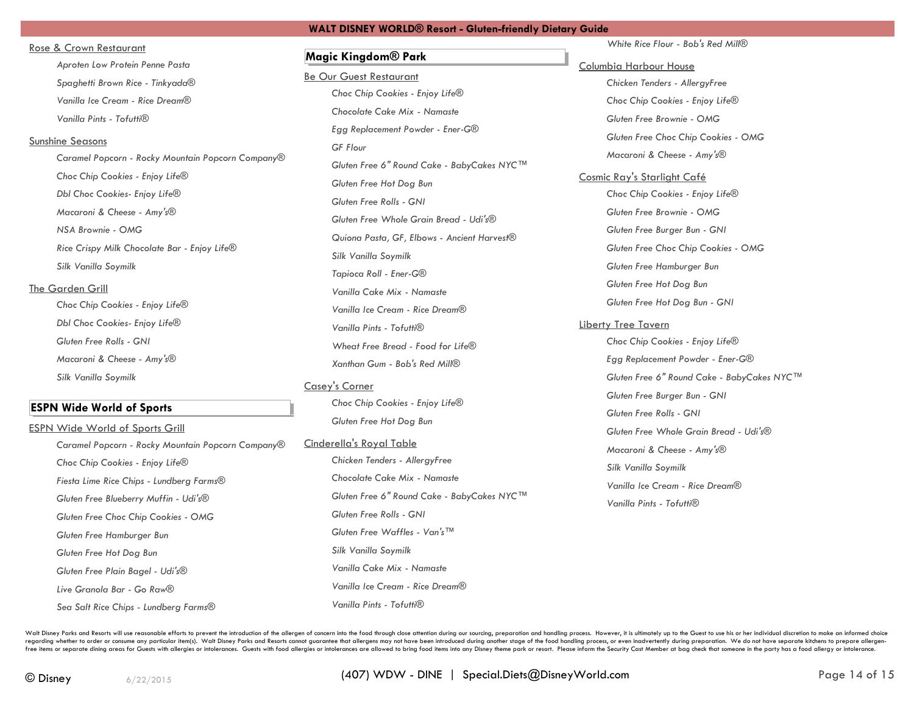Rose & Crown Restaurant

- *Aproten Low Protein Penne Pasta*
- *Spaghetti Brown Rice - Tinkyada®*
- *Vanilla Ice Cream - Rice Dream®*
- *Vanilla Pints - Tofutti®*

Sunshine Seasons

- *Caramel Popcorn - Rocky Mountain Popcorn Company®*
- *Choc Chip Cookies - Enjoy Life®*
- *Dbl Choc Cookies- Enjoy Life®*
- *Macaroni & Cheese - Amy's®*
- *NSA Brownie - OMG*
- *Rice Crispy Milk Chocolate Bar - Enjoy Life®*
- *Silk Vanilla Soymilk*

The Garden Grill

- *Choc Chip Cookies - Enjoy Life®*
- *Dbl Choc Cookies- Enjoy Life®*
- *Gluten Free Rolls - GNI*
- *Macaroni & Cheese - Amy's®*
- *Silk Vanilla Soymilk*

## ESPN Wide World of Sports

ESPN Wide World of Sports Grill

- *Caramel Popcorn - Rocky Mountain Popcorn Company®*
- *Choc Chip Cookies - Enjoy Life®*
- *Fiesta Lime Rice Chips - Lundberg Farms®*
- *Gluten Free Blueberry Muffin - Udi's®*
- *Gluten Free Choc Chip Cookies - OMG*
- *Gluten Free Hamburger Bun*
- *Gluten Free Hot Dog Bun*
- *Gluten Free Plain Bagel - Udi's®*
- *Live Granola Bar - Go Raw®*
- *Sea Salt Rice Chips - Lundberg Farms®*

## Magic Kingdom® Park

Be Our Guest Restaurant

- *Choc Chip Cookies - Enjoy Life®*
- *Chocolate Cake Mix - Namaste*
- *Egg Replacement Powder - Ener-G®*
- *GF Flour*
- *Gluten Free 6" Round Cake - BabyCakes NYC™*
- *Gluten Free Hot Dog Bun*
- *Gluten Free Rolls - GNI*
- *Gluten Free Whole Grain Bread - Udi's®*
- *Quiona Pasta, GF, Elbows - Ancient Harvest®*
- *Silk Vanilla Soymilk*
- *Tapioca Roll - Ener-G®*
- *Vanilla Cake Mix - Namaste*
- *Vanilla Ice Cream - Rice Dream®*
- *Vanilla Pints - Tofutti®*
- *Wheat Free Bread - Food for Life®*
- *Xanthan Gum - Bob's Red Mill®*

Casey's Corner

- *Choc Chip Cookies - Enjoy Life®*
- *Gluten Free Hot Dog Bun*

Cinderella's Royal Table

- *Chicken Tenders - AllergyFree*
- *Chocolate Cake Mix - Namaste*
- *Gluten Free 6" Round Cake - BabyCakes NYC™*
- *Gluten Free Rolls - GNI*
- *Gluten Free Waffles - Van's™*
- *Silk Vanilla Soymilk*
- *Vanilla Cake Mix - Namaste*
- *Vanilla Ice Cream - Rice Dream®*
- *Vanilla Pints - Tofutti®*
- *White Rice Flour - Bob's Red Mill®*

Columbia Harbour House

- *Chicken Tenders - AllergyFree*
- *Choc Chip Cookies - Enjoy Life®*
- *Gluten Free Brownie - OMG*
- *Gluten Free Choc Chip Cookies - OMG*
- *Macaroni & Cheese - Amy's®*

Cosmic Ray's Starlight Café

- *Choc Chip Cookies - Enjoy Life®*
- *Gluten Free Brownie - OMG*
- *Gluten Free Burger Bun - GNI*
- *Gluten Free Choc Chip Cookies - OMG*
- *Gluten Free Hamburger Bun*
- *Gluten Free Hot Dog Bun*
- *Gluten Free Hot Dog Bun - GNI*

Liberty Tree Tavern

- *Choc Chip Cookies - Enjoy Life®*
- *Egg Replacement Powder - Ener-G®*
- *Gluten Free 6" Round Cake - BabyCakes NYC™*
- *Gluten Free Burger Bun - GNI*
- *Gluten Free Rolls - GNI*
- *Gluten Free Whole Grain Bread - Udi's®*
- *Macaroni & Cheese - Amy's®*
- *Silk Vanilla Soymilk*
- *Vanilla Ice Cream - Rice Dream®*
- *Vanilla Pints - Tofutti®*

Walt Disney Parks and Resorts will use reasonable efforts to prevent the introduction of the allergen of concern into the food through close attention during our sourcing, preparation and handling process. However, it is ultimately up to the Guest to use his or her individual discretion to make an informed choice regarding whether to order or consume any particular item(s). Walt Disney Parks and Resorts cannot guarantee that allergens may not have been introduced during another stage of the food handling process, or even inadvertently during preparation. We do not have separate kitchens to prepare allergen-free items or separate dining areas for Guests with allergies or intolerances. Guests with food allergies or intolerances are allowed to bring food items into any Disney theme park or resort. Please inform the Security Cast Member at bag check that someone in the party has a food allergy or intolerance.

© Disney 6/22/2015

(407) WDW - DINE | Special.Diets@DisneyWorld.com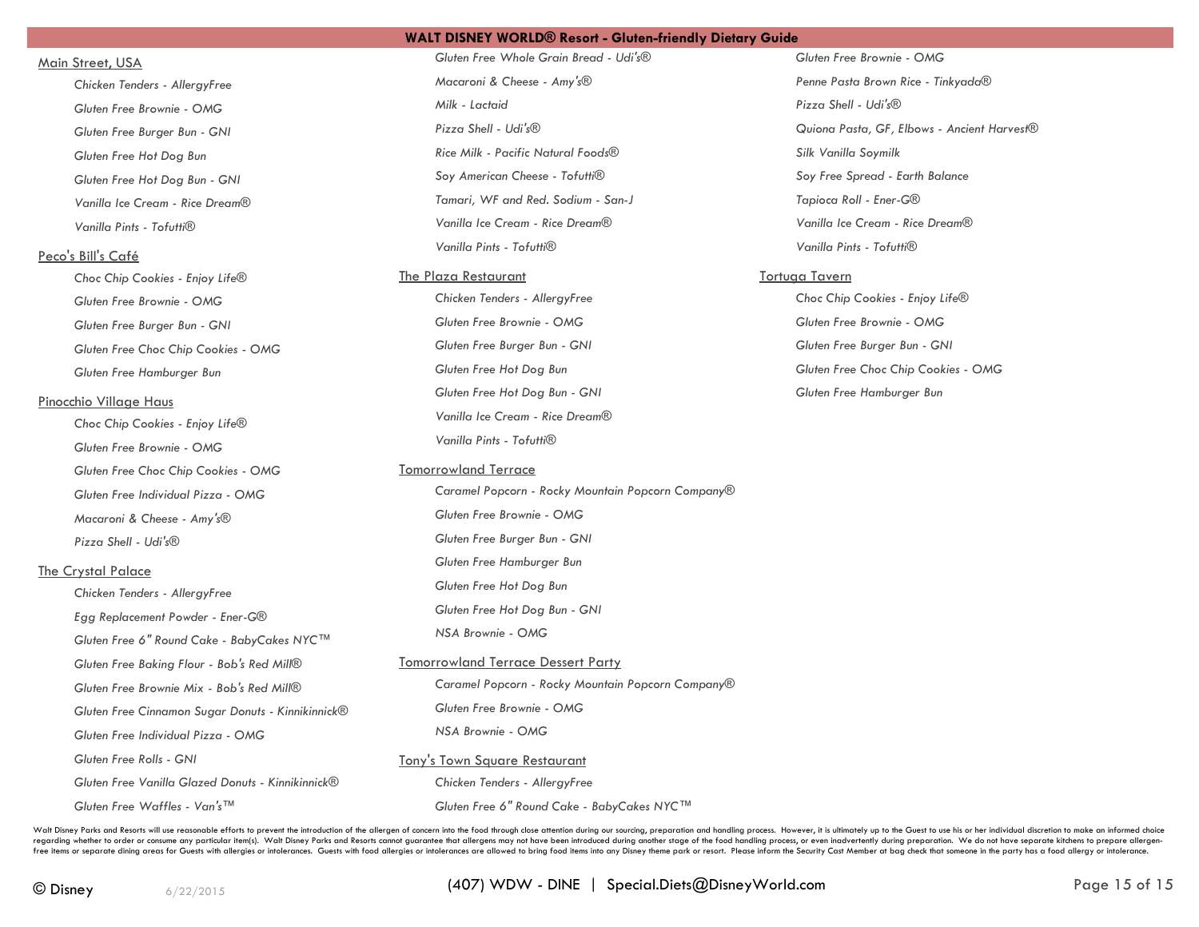Main Street, USA

- *Chicken Tenders - AllergyFree*
- *Gluten Free Brownie - OMG*
- *Gluten Free Burger Bun - GNI*
- *Gluten Free Hot Dog Bun*
- *Gluten Free Hot Dog Bun - GNI*
- *Vanilla Ice Cream - Rice Dream®*
- *Vanilla Pints - Tofutti®*

Peco's Bill's Café

- *Choc Chip Cookies - Enjoy Life®*
- *Gluten Free Brownie - OMG*
- *Gluten Free Burger Bun - GNI*
- *Gluten Free Choc Chip Cookies - OMG*
- *Gluten Free Hamburger Bun*

Pinocchio Village Haus

- *Choc Chip Cookies - Enjoy Life®*
- *Gluten Free Brownie - OMG*
- *Gluten Free Choc Chip Cookies - OMG*
- *Gluten Free Individual Pizza - OMG*
- *Macaroni & Cheese - Amy's®*
- *Pizza Shell - Udi's®*

The Crystal Palace

- *Chicken Tenders - AllergyFree*
- *Egg Replacement Powder - Ener-G®*
- *Gluten Free 6" Round Cake - BabyCakes NYC™*
- *Gluten Free Baking Flour - Bob's Red Mill®*
- *Gluten Free Brownie Mix - Bob's Red Mill®*
- *Gluten Free Cinnamon Sugar Donuts - Kinnikinnick®*
- *Gluten Free Individual Pizza - OMG*
- *Gluten Free Rolls - GNI*
- *Gluten Free Vanilla Glazed Donuts - Kinnikinnick®*
- *Gluten Free Waffles - Van's™*
- *Gluten Free Whole Grain Bread - Udi's®*
- *Macaroni & Cheese - Amy's®*
- *Milk - Lactaid*
- *Pizza Shell - Udi's®*
- *Rice Milk - Pacific Natural Foods®*
- *Soy American Cheese - Tofutti®*
- *Tamari, WF and Red. Sodium - San-J*
- *Vanilla Ice Cream - Rice Dream®*
- *Vanilla Pints - Tofutti®*

The Plaza Restaurant

- *Chicken Tenders - AllergyFree*
- *Gluten Free Brownie - OMG*
- *Gluten Free Burger Bun - GNI*
- *Gluten Free Hot Dog Bun*
- *Gluten Free Hot Dog Bun - GNI*
- *Vanilla Ice Cream - Rice Dream®*
- *Vanilla Pints - Tofutti®*

Tomorrowland Terrace

- *Caramel Popcorn - Rocky Mountain Popcorn Company®*
- *Gluten Free Brownie - OMG*
- *Gluten Free Burger Bun - GNI*
- *Gluten Free Hamburger Bun*
- *Gluten Free Hot Dog Bun*
- *Gluten Free Hot Dog Bun - GNI*
- *NSA Brownie - OMG*

Tomorrowland Terrace Dessert Party

- *Caramel Popcorn - Rocky Mountain Popcorn Company®*
- *Gluten Free Brownie - OMG*
- *NSA Brownie - OMG*

Tony's Town Square Restaurant

- *Chicken Tenders - AllergyFree*
- *Gluten Free 6" Round Cake - BabyCakes NYC™*
- *Gluten Free Brownie - OMG*
- *Penne Pasta Brown Rice - Tinkyada®*
- *Pizza Shell - Udi's®*
- *Quiona Pasta, GF, Elbows - Ancient Harvest®*
- *Silk Vanilla Soymilk*
- *Soy Free Spread - Earth Balance*
- *Tapioca Roll - Ener-G®*
- *Vanilla Ice Cream - Rice Dream®*
- *Vanilla Pints - Tofutti®*

Tortuga Tavern

- *Choc Chip Cookies - Enjoy Life®*
- *Gluten Free Brownie - OMG*
- *Gluten Free Burger Bun - GNI*
- *Gluten Free Choc Chip Cookies - OMG*
- *Gluten Free Hamburger Bun*

Walt Disney Parks and Resorts will use reasonable efforts to prevent the introduction of the allergen of concern into the food through close attention during our sourcing, preparation and handling process. However, it is ultimately up to the Guest to use his or her individual discretion to make an informed choice regarding whether to order or consume any particular item(s). Walt Disney Parks and Resorts cannot guarantee that allergens may not have been introduced during another stage of the food handling process, or even inadvertently during preparation. We do not have separate kitchens to prepare allergen-free items or separate dining areas for Guests with allergies or intolerances. Guests with food allergies or intolerances are allowed to bring food items into any Disney theme park or resort. Please inform the Security Cast Member at bag check that someone in the party has a food allergy or intolerance.

© Disney 6/22/2015 (407) WDW - DINE | Special.Diets@DisneyWorld.com